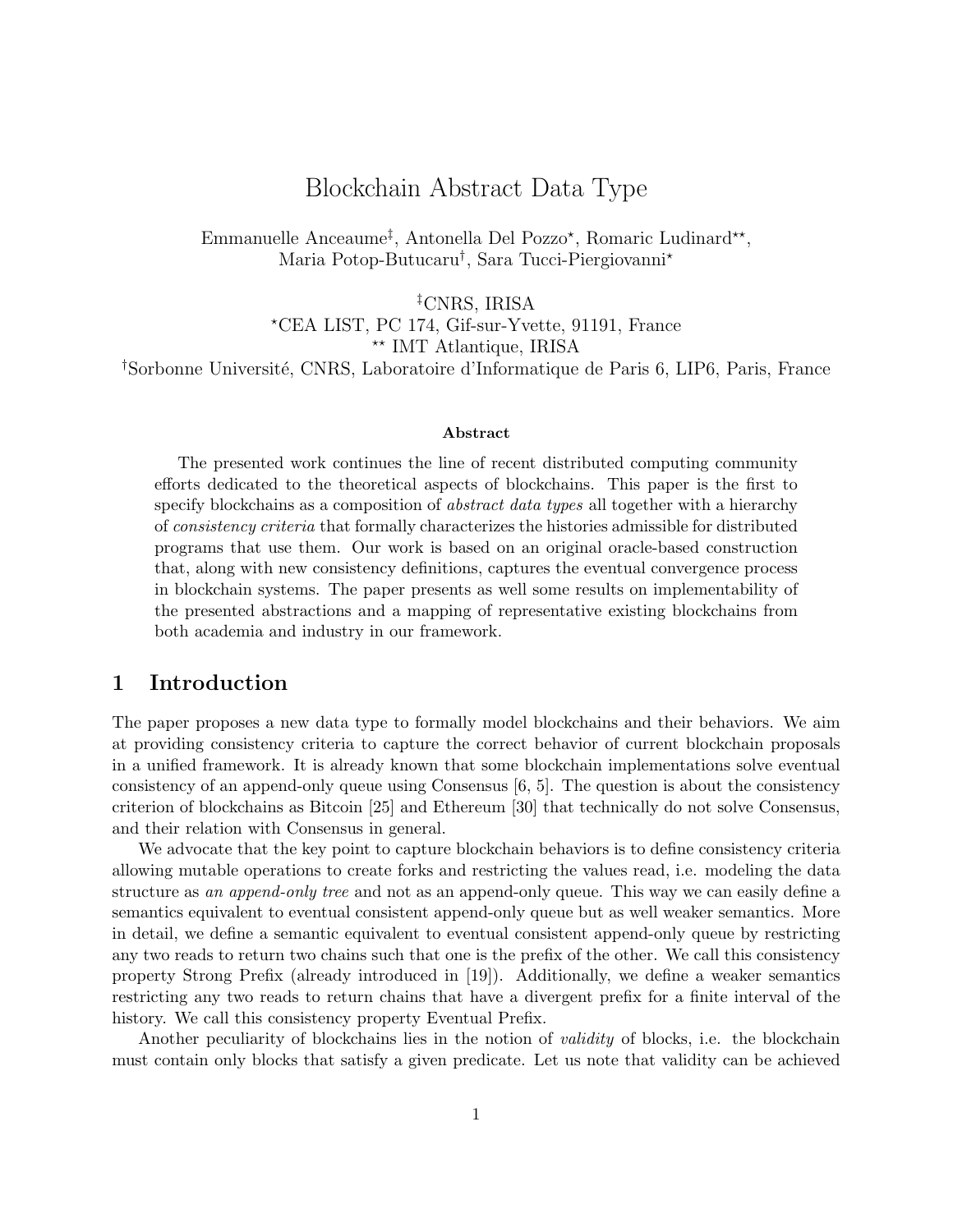# Blockchain Abstract Data Type

Emmanuelle Anceaume[‡], Antonella Del Pozzo[⋆], Romaric Ludinard[⋆⋆],
Maria Potop-Butucaru[†], Sara Tucci-Piergiovanni[⋆]

[‡]CNRS, IRISA
[⋆]CEA LIST, PC 174, Gif-sur-Yvette, 91191, France
[⋆⋆] IMT Atlantique, IRISA
[†]Sorbonne Université, CNRS, Laboratoire d'Informatique de Paris 6, LIP6, Paris, France

**Abstract**

The presented work continues the line of recent distributed computing community efforts dedicated to the theoretical aspects of blockchains. This paper is the first to specify blockchains as a composition of *abstract data types* all together with a hierarchy of *consistency criteria* that formally characterizes the histories admissible for distributed programs that use them. Our work is based on an original oracle-based construction that, along with new consistency definitions, captures the eventual convergence process in blockchain systems. The paper presents as well some results on implementability of the presented abstractions and a mapping of representative existing blockchains from both academia and industry in our framework.

## 1 Introduction

The paper proposes a new data type to formally model blockchains and their behaviors. We aim at providing consistency criteria to capture the correct behavior of current blockchain proposals in a unified framework. It is already known that some blockchain implementations solve eventual consistency of an append-only queue using Consensus [6, 5]. The question is about the consistency criterion of blockchains as Bitcoin [25] and Ethereum [30] that technically do not solve Consensus, and their relation with Consensus in general.

We advocate that the key point to capture blockchain behaviors is to define consistency criteria allowing mutable operations to create forks and restricting the values read, i.e. modeling the data structure as *an append-only tree* and not as an append-only queue. This way we can easily define a semantics equivalent to eventual consistent append-only queue but as well weaker semantics. More in detail, we define a semantic equivalent to eventual consistent append-only queue by restricting any two reads to return two chains such that one is the prefix of the other. We call this consistency property Strong Prefix (already introduced in [19]). Additionally, we define a weaker semantics restricting any two reads to return chains that have a divergent prefix for a finite interval of the history. We call this consistency property Eventual Prefix.

Another peculiarity of blockchains lies in the notion of *validity* of blocks, i.e. the blockchain must contain only blocks that satisfy a given predicate. Let us note that validity can be achieved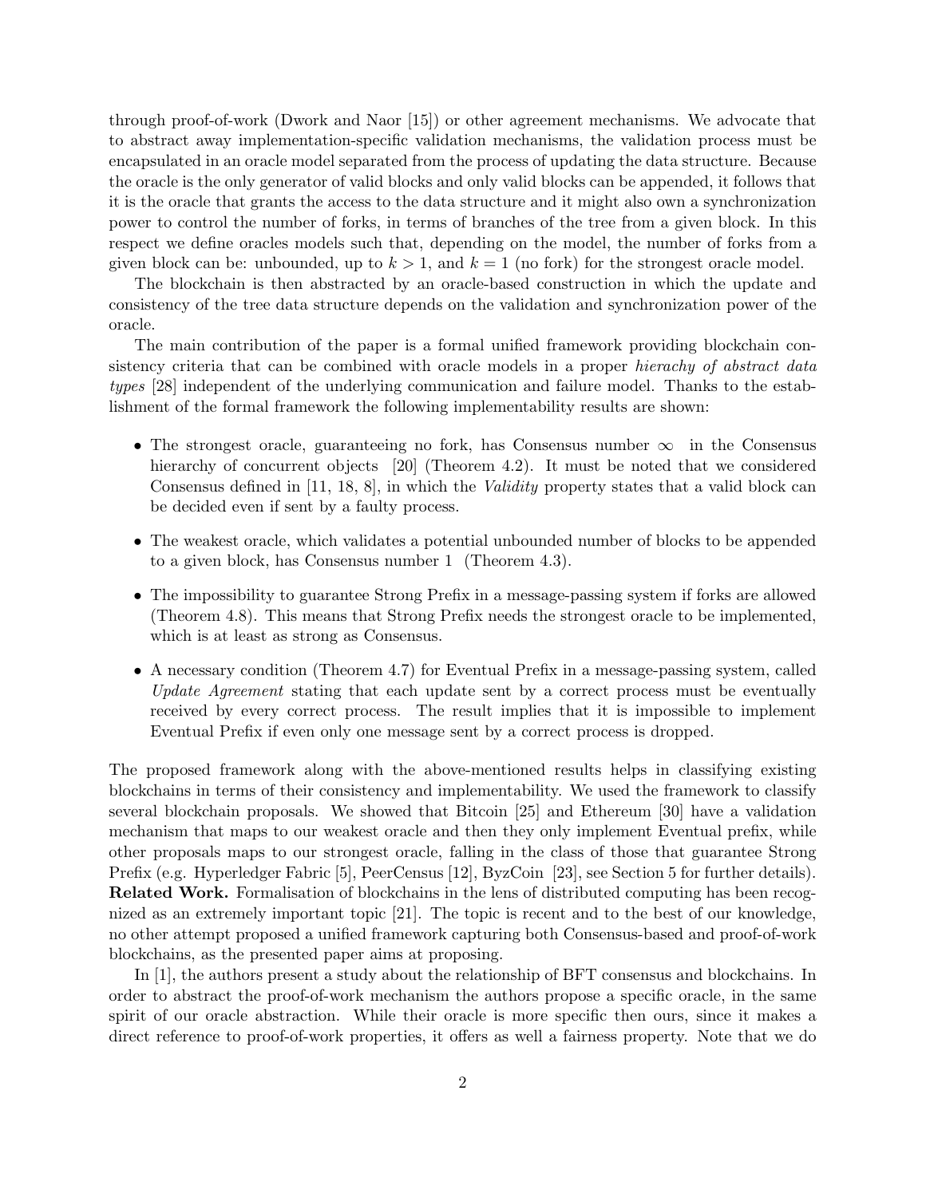through proof-of-work (Dwork and Naor [15]) or other agreement mechanisms. We advocate that to abstract away implementation-specific validation mechanisms, the validation process must be encapsulated in an oracle model separated from the process of updating the data structure. Because the oracle is the only generator of valid blocks and only valid blocks can be appended, it follows that it is the oracle that grants the access to the data structure and it might also own a synchronization power to control the number of forks, in terms of branches of the tree from a given block. In this respect we define oracles models such that, depending on the model, the number of forks from a given block can be: unbounded, up to $k > 1$, and $k = 1$ (no fork) for the strongest oracle model.

The blockchain is then abstracted by an oracle-based construction in which the update and consistency of the tree data structure depends on the validation and synchronization power of the oracle.

The main contribution of the paper is a formal unified framework providing blockchain consistency criteria that can be combined with oracle models in a proper *hierachy of abstract data types* [28] independent of the underlying communication and failure model. Thanks to the establishment of the formal framework the following implementability results are shown:

- The strongest oracle, guaranteeing no fork, has Consensus number $\infty$ in the Consensus hierarchy of concurrent objects [20] (Theorem 4.2). It must be noted that we considered Consensus defined in [11, 18, 8], in which the *Validity* property states that a valid block can be decided even if sent by a faulty process.
- The weakest oracle, which validates a potential unbounded number of blocks to be appended to a given block, has Consensus number 1 (Theorem 4.3).
- The impossibility to guarantee Strong Prefix in a message-passing system if forks are allowed (Theorem 4.8). This means that Strong Prefix needs the strongest oracle to be implemented, which is at least as strong as Consensus.
- A necessary condition (Theorem 4.7) for Eventual Prefix in a message-passing system, called *Update Agreement* stating that each update sent by a correct process must be eventually received by every correct process. The result implies that it is impossible to implement Eventual Prefix if even only one message sent by a correct process is dropped.

The proposed framework along with the above-mentioned results helps in classifying existing blockchains in terms of their consistency and implementability. We used the framework to classify several blockchain proposals. We showed that Bitcoin [25] and Ethereum [30] have a validation mechanism that maps to our weakest oracle and then they only implement Eventual prefix, while other proposals maps to our strongest oracle, falling in the class of those that guarantee Strong Prefix (e.g. Hyperledger Fabric [5], PeerCensus [12], ByzCoin [23], see Section 5 for further details).

**Related Work.** Formalisation of blockchains in the lens of distributed computing has been recognized as an extremely important topic [21]. The topic is recent and to the best of our knowledge, no other attempt proposed a unified framework capturing both Consensus-based and proof-of-work blockchains, as the presented paper aims at proposing.

In [1], the authors present a study about the relationship of BFT consensus and blockchains. In order to abstract the proof-of-work mechanism the authors propose a specific oracle, in the same spirit of our oracle abstraction. While their oracle is more specific then ours, since it makes a direct reference to proof-of-work properties, it offers as well a fairness property. Note that we do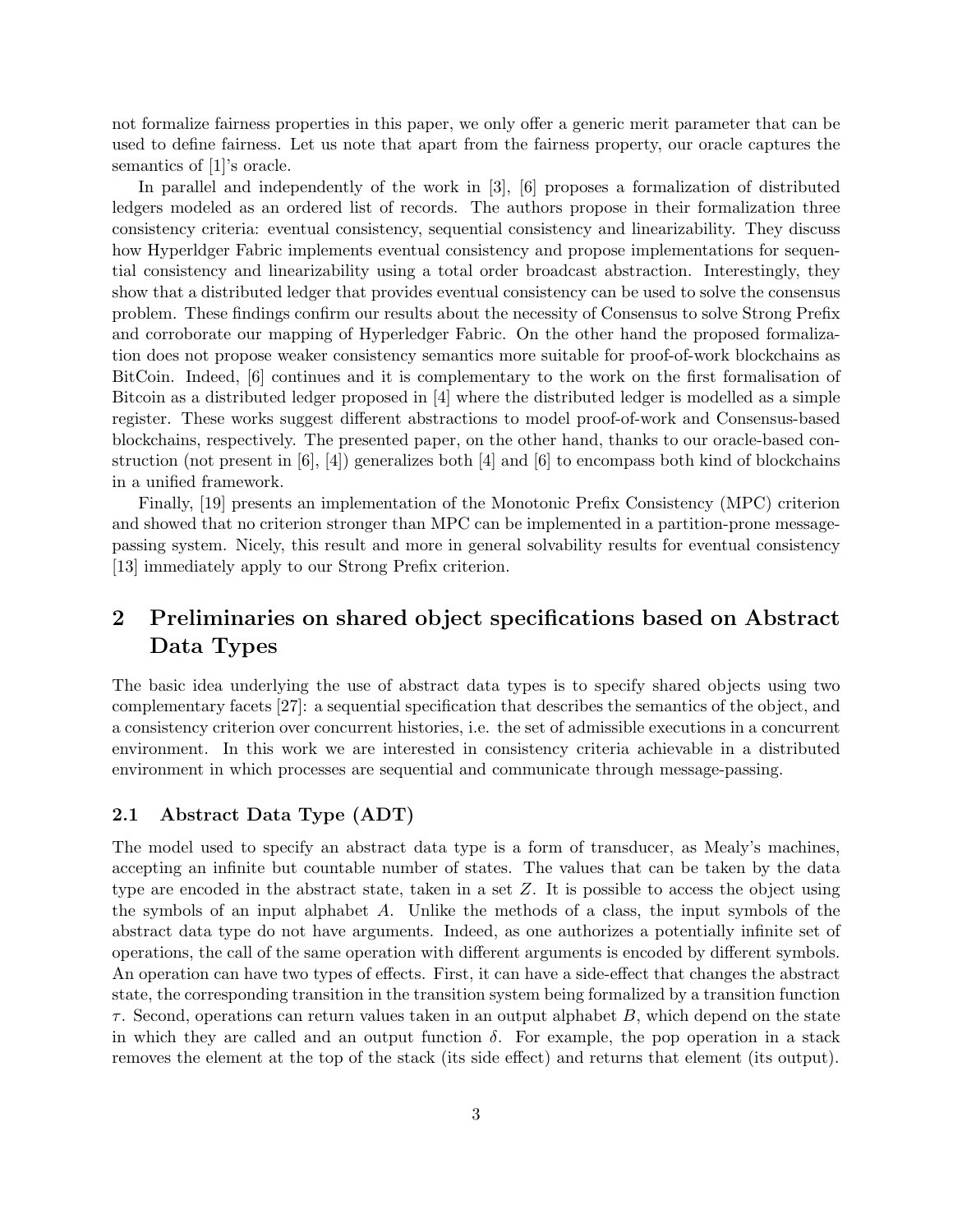not formalize fairness properties in this paper, we only offer a generic merit parameter that can be used to define fairness. Let us note that apart from the fairness property, our oracle captures the semantics of [1]'s oracle.

In parallel and independently of the work in [3], [6] proposes a formalization of distributed ledgers modeled as an ordered list of records. The authors propose in their formalization three consistency criteria: eventual consistency, sequential consistency and linearizability. They discuss how Hyperldger Fabric implements eventual consistency and propose implementations for sequential consistency and linearizability using a total order broadcast abstraction. Interestingly, they show that a distributed ledger that provides eventual consistency can be used to solve the consensus problem. These findings confirm our results about the necessity of Consensus to solve Strong Prefix and corroborate our mapping of Hyperledger Fabric. On the other hand the proposed formalization does not propose weaker consistency semantics more suitable for proof-of-work blockchains as BitCoin. Indeed, [6] continues and it is complementary to the work on the first formalisation of Bitcoin as a distributed ledger proposed in [4] where the distributed ledger is modelled as a simple register. These works suggest different abstractions to model proof-of-work and Consensus-based blockchains, respectively. The presented paper, on the other hand, thanks to our oracle-based construction (not present in [6], [4]) generalizes both [4] and [6] to encompass both kind of blockchains in a unified framework.

Finally, [19] presents an implementation of the Monotonic Prefix Consistency (MPC) criterion and showed that no criterion stronger than MPC can be implemented in a partition-prone message-passing system. Nicely, this result and more in general solvability results for eventual consistency [13] immediately apply to our Strong Prefix criterion.

# 2 Preliminaries on shared object specifications based on Abstract Data Types

The basic idea underlying the use of abstract data types is to specify shared objects using two complementary facets [27]: a sequential specification that describes the semantics of the object, and a consistency criterion over concurrent histories, i.e. the set of admissible executions in a concurrent environment. In this work we are interested in consistency criteria achievable in a distributed environment in which processes are sequential and communicate through message-passing.

## 2.1 Abstract Data Type (ADT)

The model used to specify an abstract data type is a form of transducer, as Mealy's machines, accepting an infinite but countable number of states. The values that can be taken by the data type are encoded in the abstract state, taken in a set $Z$. It is possible to access the object using the symbols of an input alphabet $A$. Unlike the methods of a class, the input symbols of the abstract data type do not have arguments. Indeed, as one authorizes a potentially infinite set of operations, the call of the same operation with different arguments is encoded by different symbols. An operation can have two types of effects. First, it can have a side-effect that changes the abstract state, the corresponding transition in the transition system being formalized by a transition function $\tau$. Second, operations can return values taken in an output alphabet $B$, which depend on the state in which they are called and an output function $\delta$. For example, the pop operation in a stack removes the element at the top of the stack (its side effect) and returns that element (its output).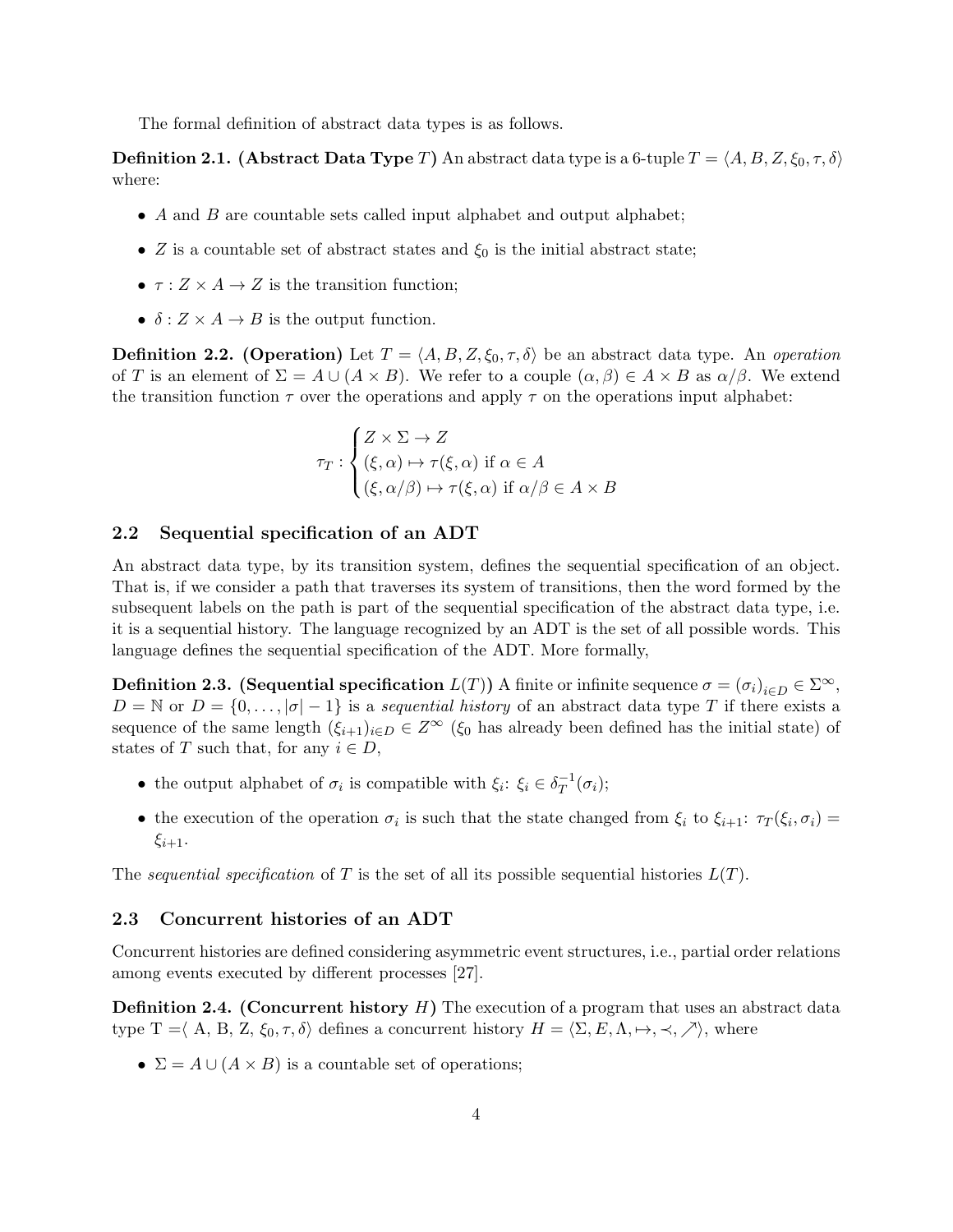The formal definition of abstract data types is as follows.

**Definition 2.1. (Abstract Data Type $T$)** An abstract data type is a 6-tuple $T = \langle A, B, Z, \xi_0, \tau, \delta \rangle$ where:

- $A$ and $B$ are countable sets called input alphabet and output alphabet;
- $Z$ is a countable set of abstract states and $\xi_0$ is the initial abstract state;
- $\tau : Z \times A \to Z$ is the transition function;
- $\delta : Z \times A \to B$ is the output function.

**Definition 2.2. (Operation)** Let $T = \langle A, B, Z, \xi_0, \tau, \delta \rangle$ be an abstract data type. An *operation* of $T$ is an element of $\Sigma = A \cup (A \times B)$. We refer to a couple $(\alpha, \beta) \in A \times B$ as $\alpha/\beta$. We extend the transition function $\tau$ over the operations and apply $\tau$ on the operations input alphabet:

$$\tau_T : \begin{cases} Z \times \Sigma \to Z \\ (\xi, \alpha) \mapsto \tau(\xi, \alpha) \text{ if } \alpha \in A \\ (\xi, \alpha/\beta) \mapsto \tau(\xi, \alpha) \text{ if } \alpha/\beta \in A \times B \end{cases}$$

## 2.2 Sequential specification of an ADT

An abstract data type, by its transition system, defines the sequential specification of an object. That is, if we consider a path that traverses its system of transitions, then the word formed by the subsequent labels on the path is part of the sequential specification of the abstract data type, i.e. it is a sequential history. The language recognized by an ADT is the set of all possible words. This language defines the sequential specification of the ADT. More formally,

**Definition 2.3. (Sequential specification $L(T)$)** A finite or infinite sequence $\sigma = (\sigma_i)_{i \in D} \in \Sigma^\infty$, $D = \mathbb{N}$ or $D = \{0, \ldots, |\sigma| - 1\}$ is a *sequential history* of an abstract data type $T$ if there exists a sequence of the same length $(\xi_{i+1})_{i \in D} \in Z^\infty$ ($\xi_0$ has already been defined has the initial state) of states of $T$ such that, for any $i \in D$,

- the output alphabet of $\sigma_i$ is compatible with $\xi_i$: $\xi_i \in \delta_T^{-1}(\sigma_i)$;
- the execution of the operation $\sigma_i$ is such that the state changed from $\xi_i$ to $\xi_{i+1}$: $\tau_T(\xi_i, \sigma_i) = \xi_{i+1}$.

The *sequential specification* of $T$ is the set of all its possible sequential histories $L(T)$.

## 2.3 Concurrent histories of an ADT

Concurrent histories are defined considering asymmetric event structures, i.e., partial order relations among events executed by different processes [27].

**Definition 2.4. (Concurrent history $H$)** The execution of a program that uses an abstract data type T $=\langle$ A, B, Z, $\xi_0, \tau, \delta \rangle$ defines a concurrent history $H = \langle \Sigma, E, \Lambda, \mapsto, \prec, \nearrow \rangle$, where

- $\Sigma = A \cup (A \times B)$ is a countable set of operations;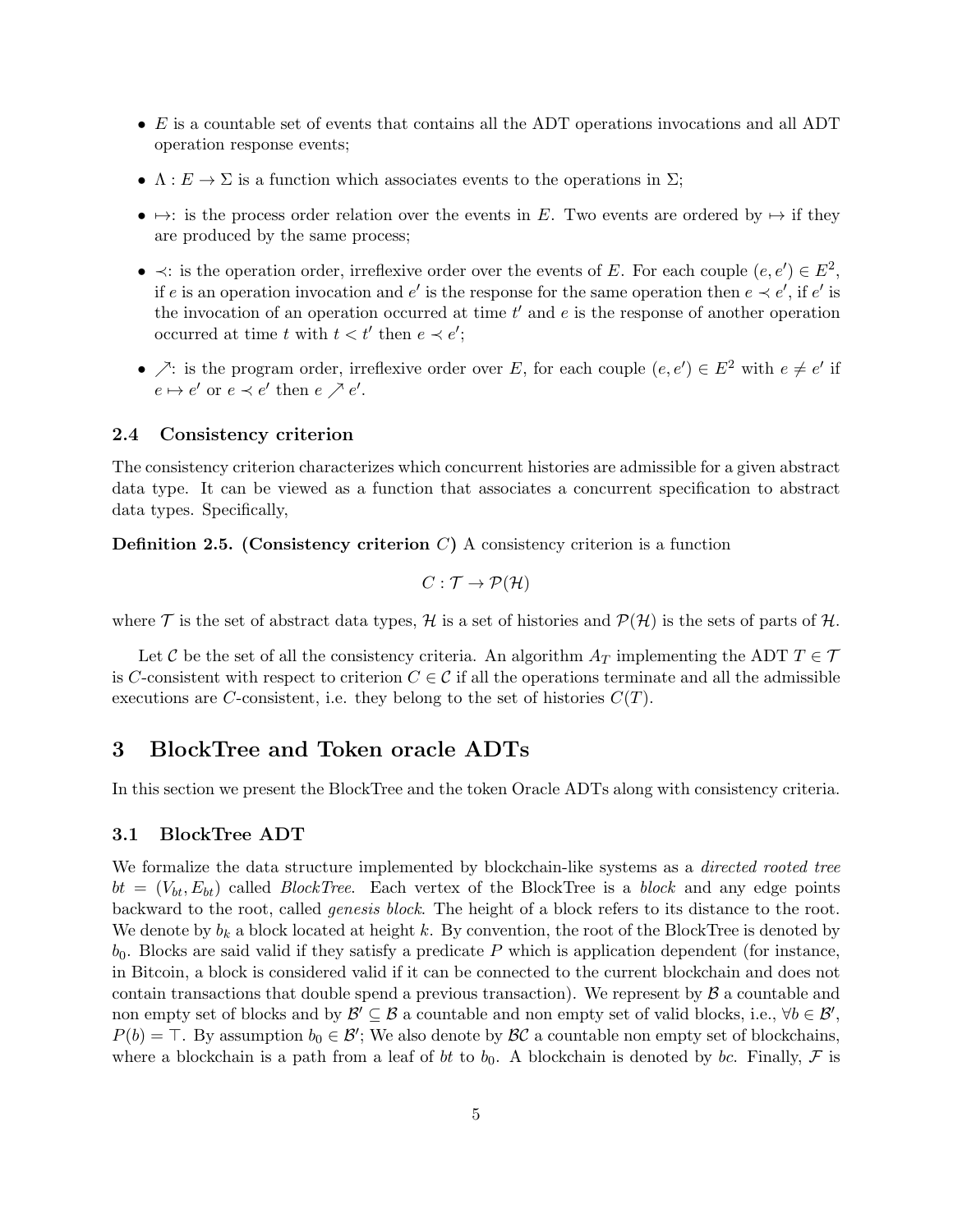- $E$ is a countable set of events that contains all the ADT operations invocations and all ADT operation response events;
- $\Lambda : E \rightarrow \Sigma$ is a function which associates events to the operations in $\Sigma$;
- $\mapsto$: is the process order relation over the events in $E$. Two events are ordered by $\mapsto$ if they are produced by the same process;
- $\prec$: is the operation order, irreflexive order over the events of $E$. For each couple $(e, e') \in E^2$, if $e$ is an operation invocation and $e'$ is the response for the same operation then $e \prec e'$, if $e'$ is the invocation of an operation occurred at time $t'$ and $e$ is the response of another operation occurred at time $t$ with $t < t'$ then $e \prec e'$;
- $\nearrow$: is the program order, irreflexive order over $E$, for each couple $(e, e') \in E^2$ with $e \neq e'$ if $e \mapsto e'$ or $e \prec e'$ then $e \nearrow e'$.

### 2.4 Consistency criterion

The consistency criterion characterizes which concurrent histories are admissible for a given abstract data type. It can be viewed as a function that associates a concurrent specification to abstract data types. Specifically,

**Definition 2.5. (Consistency criterion $C$)** A consistency criterion is a function

$$C : \mathcal{T} \rightarrow \mathcal{P}(\mathcal{H})$$

where $\mathcal{T}$ is the set of abstract data types, $\mathcal{H}$ is a set of histories and $\mathcal{P}(\mathcal{H})$ is the sets of parts of $\mathcal{H}$.

Let $\mathcal{C}$ be the set of all the consistency criteria. An algorithm $A_T$ implementing the ADT $T \in \mathcal{T}$ is $C$-consistent with respect to criterion $C \in \mathcal{C}$ if all the operations terminate and all the admissible executions are $C$-consistent, i.e. they belong to the set of histories $C(T)$.

## 3 BlockTree and Token oracle ADTs

In this section we present the BlockTree and the token Oracle ADTs along with consistency criteria.

### 3.1 BlockTree ADT

We formalize the data structure implemented by blockchain-like systems as a *directed rooted tree* $bt = (V_{bt}, E_{bt})$ called *BlockTree*. Each vertex of the BlockTree is a *block* and any edge points backward to the root, called *genesis block*. The height of a block refers to its distance to the root. We denote by $b_k$ a block located at height $k$. By convention, the root of the BlockTree is denoted by $b_0$. Blocks are said valid if they satisfy a predicate $P$ which is application dependent (for instance, in Bitcoin, a block is considered valid if it can be connected to the current blockchain and does not contain transactions that double spend a previous transaction). We represent by $\mathcal{B}$ a countable and non empty set of blocks and by $\mathcal{B}' \subseteq \mathcal{B}$ a countable and non empty set of valid blocks, i.e., $\forall b \in \mathcal{B}'$, $P(b) = \top$. By assumption $b_0 \in \mathcal{B}'$; We also denote by $\mathcal{BC}$ a countable non empty set of blockchains, where a blockchain is a path from a leaf of $bt$ to $b_0$. A blockchain is denoted by $bc$. Finally, $\mathcal{F}$ is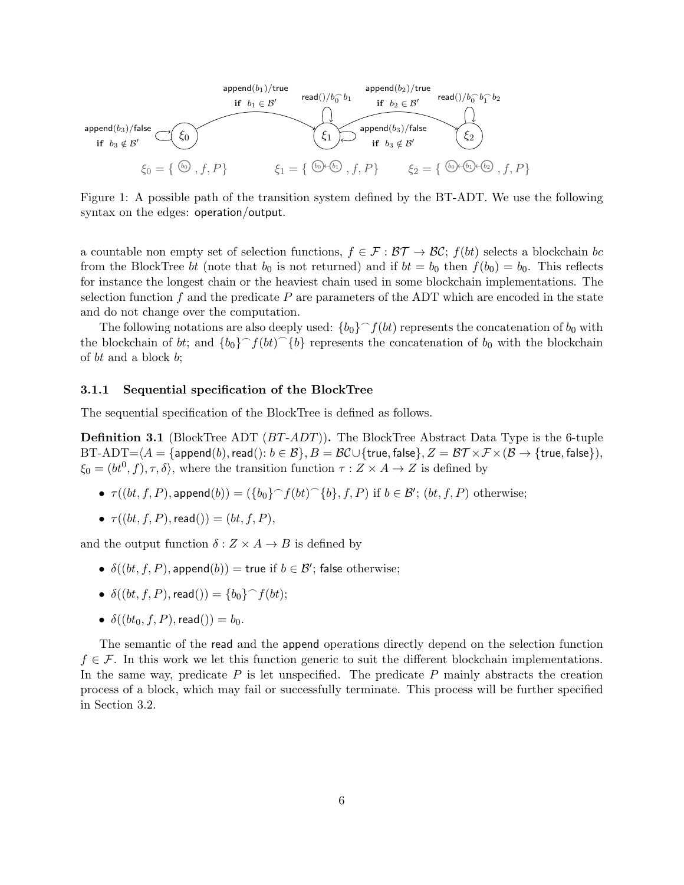Figure 1: A possible path of the transition system defined by the BT-ADT. We use the following syntax on the edges: operation/output.

a countable non empty set of selection functions, $f \in \mathcal{F} : \mathcal{BT} \rightarrow \mathcal{BC}$; $f(bt)$ selects a blockchain $bc$ from the BlockTree $bt$ (note that $b_0$ is not returned) and if $bt = b_0$ then $f(b_0) = b_0$. This reflects for instance the longest chain or the heaviest chain used in some blockchain implementations. The selection function $f$ and the predicate $P$ are parameters of the ADT which are encoded in the state and do not change over the computation.

The following notations are also deeply used: $\{b_0\}^\frown f(bt)$ represents the concatenation of $b_0$ with the blockchain of $bt$; and $\{b_0\}^\frown f(bt)^\frown \{b\}$ represents the concatenation of $b_0$ with the blockchain of $bt$ and a block $b$;

### 3.1.1 Sequential specification of the BlockTree

The sequential specification of the BlockTree is defined as follows.

**Definition 3.1** (BlockTree ADT (*BT-ADT*))**.** The BlockTree Abstract Data Type is the 6-tuple BT-ADT=$\langle A = \{\mathsf{append}(b), \mathsf{read}() \colon b \in \mathcal{B}\}, B = \mathcal{BC} \cup \{\mathsf{true}, \mathsf{false}\}, Z = \mathcal{BT} \times \mathcal{F} \times (\mathcal{B} \rightarrow \{\mathsf{true}, \mathsf{false}\})$, $\xi_0 = (bt^0, f), \tau, \delta\rangle$, where the transition function $\tau : Z \times A \rightarrow Z$ is defined by

- $\tau((bt, f, P), \mathsf{append}(b)) = (\{b_0\}^\frown f(bt)^\frown \{b\}, f, P)$ if $b \in \mathcal{B}'$; $(bt, f, P)$ otherwise;
- $\tau((bt, f, P), \mathsf{read}()) = (bt, f, P)$,

and the output function $\delta : Z \times A \rightarrow B$ is defined by

- $\delta((bt, f, P), \mathsf{append}(b)) = \mathsf{true}$ if $b \in \mathcal{B}'$; $\mathsf{false}$ otherwise;
- $\delta((bt, f, P), \mathsf{read}()) = \{b_0\}^\frown f(bt)$;
- $\delta((bt_0, f, P), \mathsf{read}()) = b_0$.

The semantic of the read and the append operations directly depend on the selection function $f \in \mathcal{F}$. In this work we let this function generic to suit the different blockchain implementations. In the same way, predicate $P$ is let unspecified. The predicate $P$ mainly abstracts the creation process of a block, which may fail or successfully terminate. This process will be further specified in Section 3.2.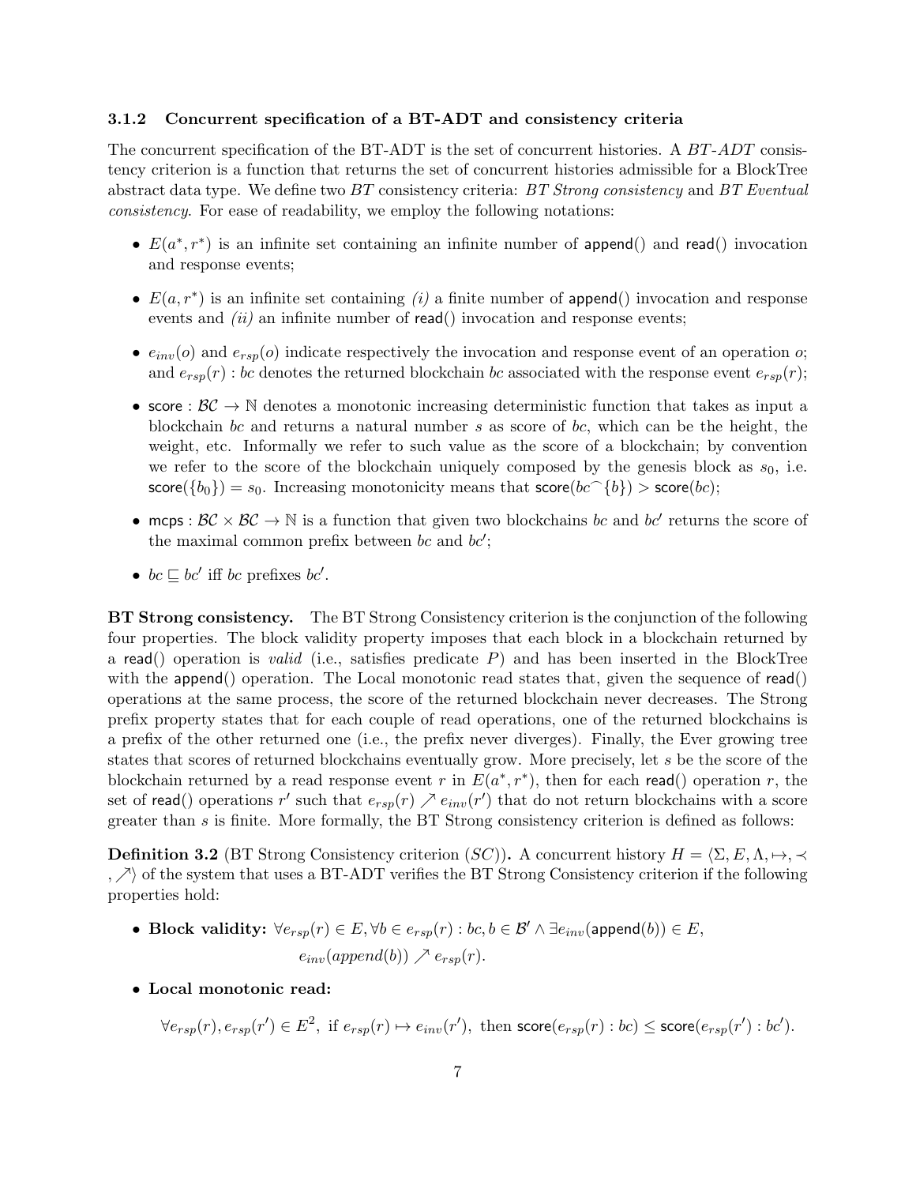### 3.1.2 Concurrent specification of a BT-ADT and consistency criteria

The concurrent specification of the BT-ADT is the set of concurrent histories. A *BT-ADT* consistency criterion is a function that returns the set of concurrent histories admissible for a BlockTree abstract data type. We define two *BT* consistency criteria: *BT Strong consistency* and *BT Eventual consistency*. For ease of readability, we employ the following notations:

- $E(a^*, r^*)$ is an infinite set containing an infinite number of append() and read() invocation and response events;
- $E(a, r^*)$ is an infinite set containing *(i)* a finite number of append() invocation and response events and *(ii)* an infinite number of read() invocation and response events;
- $e_{inv}(o)$ and $e_{rsp}(o)$ indicate respectively the invocation and response event of an operation $o$; and $e_{rsp}(r) : bc$ denotes the returned blockchain $bc$ associated with the response event $e_{rsp}(r)$;
- $\mathsf{score} : \mathcal{BC} \rightarrow \mathbb{N}$ denotes a monotonic increasing deterministic function that takes as input a blockchain $bc$ and returns a natural number $s$ as score of $bc$, which can be the height, the weight, etc. Informally we refer to such value as the score of a blockchain; by convention we refer to the score of the blockchain uniquely composed by the genesis block as $s_0$, i.e. $\mathsf{score}(\{b_0\}) = s_0$. Increasing monotonicity means that $\mathsf{score}(bc^\frown\{b\}) > \mathsf{score}(bc)$;
- $\mathsf{mcps} : \mathcal{BC} \times \mathcal{BC} \rightarrow \mathbb{N}$ is a function that given two blockchains $bc$ and $bc'$ returns the score of the maximal common prefix between $bc$ and $bc'$;
- $bc \sqsubseteq bc'$ iff $bc$ prefixes $bc'$.

**BT Strong consistency.** The BT Strong Consistency criterion is the conjunction of the following four properties. The block validity property imposes that each block in a blockchain returned by a read() operation is *valid* (i.e., satisfies predicate $P$) and has been inserted in the BlockTree with the append() operation. The Local monotonic read states that, given the sequence of read() operations at the same process, the score of the returned blockchain never decreases. The Strong prefix property states that for each couple of read operations, one of the returned blockchains is a prefix of the other returned one (i.e., the prefix never diverges). Finally, the Ever growing tree states that scores of returned blockchains eventually grow. More precisely, let $s$ be the score of the blockchain returned by a read response event $r$ in $E(a^*, r^*)$, then for each read() operation $r$, the set of read() operations $r'$ such that $e_{rsp}(r) \nearrow e_{inv}(r')$ that do not return blockchains with a score greater than $s$ is finite. More formally, the BT Strong consistency criterion is defined as follows:

**Definition 3.2** (BT Strong Consistency criterion ($SC$))**.** A concurrent history $H = \langle \Sigma, E, \Lambda, \mapsto, \prec, \nearrow \rangle$ of the system that uses a BT-ADT verifies the BT Strong Consistency criterion if the following properties hold:

- **Block validity:** $\forall e_{rsp}(r) \in E, \forall b \in e_{rsp}(r) : bc, b \in \mathcal{B}' \wedge \exists e_{inv}(\mathsf{append}(b)) \in E,$
$$e_{inv}(append(b)) \nearrow e_{rsp}(r).$$
- **Local monotonic read:**
$$\forall e_{rsp}(r), e_{rsp}(r') \in E^2, \text{ if } e_{rsp}(r) \mapsto e_{inv}(r'), \text{ then } \mathsf{score}(e_{rsp}(r) : bc) \leq \mathsf{score}(e_{rsp}(r') : bc').$$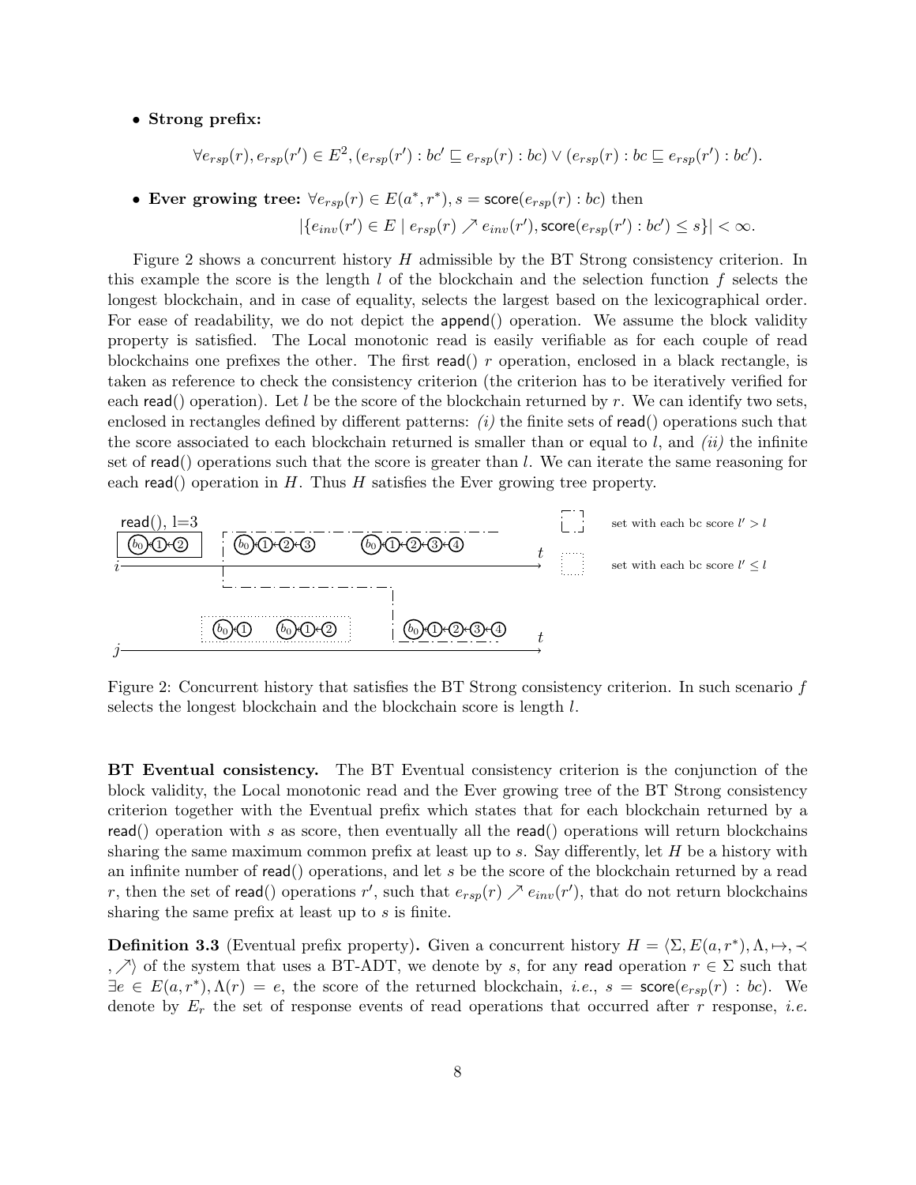- **Strong prefix:**

$$\forall e_{rsp}(r), e_{rsp}(r') \in E^2, (e_{rsp}(r') : bc' \sqsubseteq e_{rsp}(r) : bc) \vee (e_{rsp}(r) : bc \sqsubseteq e_{rsp}(r') : bc').$$

- **Ever growing tree:** $\forall e_{rsp}(r) \in E(a^*, r^*), s = \mathsf{score}(e_{rsp}(r) : bc)$ then

$$|\{e_{inv}(r') \in E \mid e_{rsp}(r) \nearrow e_{inv}(r'), \mathsf{score}(e_{rsp}(r') : bc') \leq s\}| < \infty.$$

Figure 2 shows a concurrent history $H$ admissible by the BT Strong consistency criterion. In this example the score is the length $l$ of the blockchain and the selection function $f$ selects the longest blockchain, and in case of equality, selects the largest based on the lexicographical order. For ease of readability, we do not depict the append() operation. We assume the block validity property is satisfied. The Local monotonic read is easily verifiable as for each couple of read blockchains one prefixes the other. The first read() $r$ operation, enclosed in a black rectangle, is taken as reference to check the consistency criterion (the criterion has to be iteratively verified for each read() operation). Let $l$ be the score of the blockchain returned by $r$. We can identify two sets, enclosed in rectangles defined by different patterns: *(i)* the finite sets of read() operations such that the score associated to each blockchain returned is smaller than or equal to $l$, and *(ii)* the infinite set of read() operations such that the score is greater than $l$. We can iterate the same reasoning for each read() operation in $H$. Thus $H$ satisfies the Ever growing tree property.

Figure 2: Concurrent history that satisfies the BT Strong consistency criterion. In such scenario $f$ selects the longest blockchain and the blockchain score is length $l$.

**BT Eventual consistency.** The BT Eventual consistency criterion is the conjunction of the block validity, the Local monotonic read and the Ever growing tree of the BT Strong consistency criterion together with the Eventual prefix which states that for each blockchain returned by a read() operation with $s$ as score, then eventually all the read() operations will return blockchains sharing the same maximum common prefix at least up to $s$. Say differently, let $H$ be a history with an infinite number of read() operations, and let $s$ be the score of the blockchain returned by a read $r$, then the set of read() operations $r'$, such that $e_{rsp}(r) \nearrow e_{inv}(r')$, that do not return blockchains sharing the same prefix at least up to $s$ is finite.

**Definition 3.3** (Eventual prefix property)**.** Given a concurrent history $H = \langle \Sigma, E(a, r^*), \Lambda, \mapsto, \prec, \nearrow \rangle$ of the system that uses a BT-ADT, we denote by $s$, for any read operation $r \in \Sigma$ such that $\exists e \in E(a, r^*), \Lambda(r) = e$, the score of the returned blockchain, *i.e.*, $s = \mathsf{score}(e_{rsp}(r) : bc)$. We denote by $E_r$ the set of response events of read operations that occurred after $r$ response, *i.e.*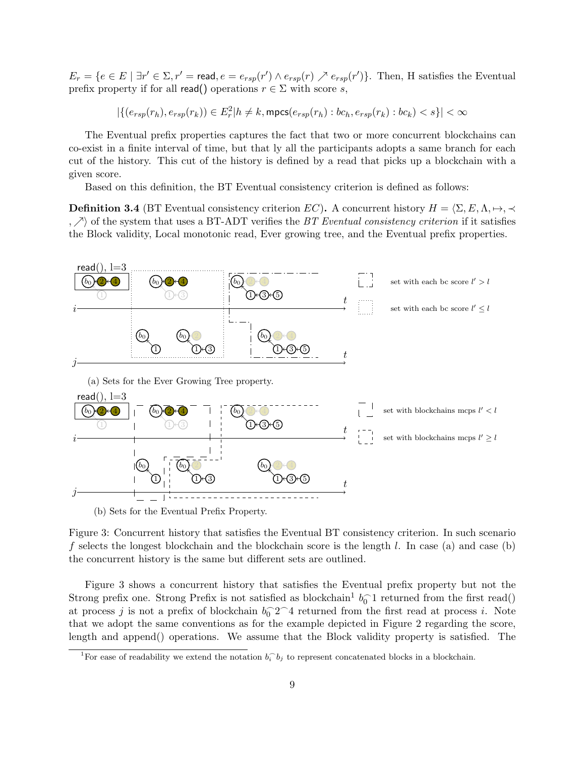$E_r = \{e \in E \mid \exists r' \in \Sigma, r' = \mathsf{read}, e = e_{rsp}(r') \wedge e_{rsp}(r) \nearrow e_{rsp}(r')\}$. Then, H satisfies the Eventual prefix property if for all $\mathsf{read}()$ operations $r \in \Sigma$ with score $s$,

$$|\{(e_{rsp}(r_h), e_{rsp}(r_k)) \in E_r^2 | h \neq k, \mathsf{mpcs}(e_{rsp}(r_h) : bc_h, e_{rsp}(r_k) : bc_k) < s\}| < \infty$$

The Eventual prefix properties captures the fact that two or more concurrent blockchains can co-exist in a finite interval of time, but that ly all the participants adopts a same branch for each cut of the history. This cut of the history is defined by a read that picks up a blockchain with a given score.

Based on this definition, the BT Eventual consistency criterion is defined as follows:

**Definition 3.4** (BT Eventual consistency criterion $EC$)**.** A concurrent history $H = \langle \Sigma, E, \Lambda, \mapsto, \prec, \nearrow \rangle$ of the system that uses a BT-ADT verifies the *BT Eventual consistency criterion* if it satisfies the Block validity, Local monotonic read, Ever growing tree, and the Eventual prefix properties.

(a) Sets for the Ever Growing Tree property.

(b) Sets for the Eventual Prefix Property.

Figure 3: Concurrent history that satisfies the Eventual BT consistency criterion. In such scenario $f$ selects the longest blockchain and the blockchain score is the length $l$. In case (a) and case (b) the concurrent history is the same but different sets are outlined.

Figure 3 shows a concurrent history that satisfies the Eventual prefix property but not the Strong prefix one. Strong Prefix is not satisfied as blockchain[1] $b_0 ⁀ 1$ returned from the first read() at process $j$ is not a prefix of blockchain $b_0 ⁀ 2 ⁀ 4$ returned from the first read at process $i$. Note that we adopt the same conventions as for the example depicted in Figure 2 regarding the score, length and append() operations. We assume that the Block validity property is satisfied. The

[1] For ease of readability we extend the notation $b_i ⁀ b_j$ to represent concatenated blocks in a blockchain.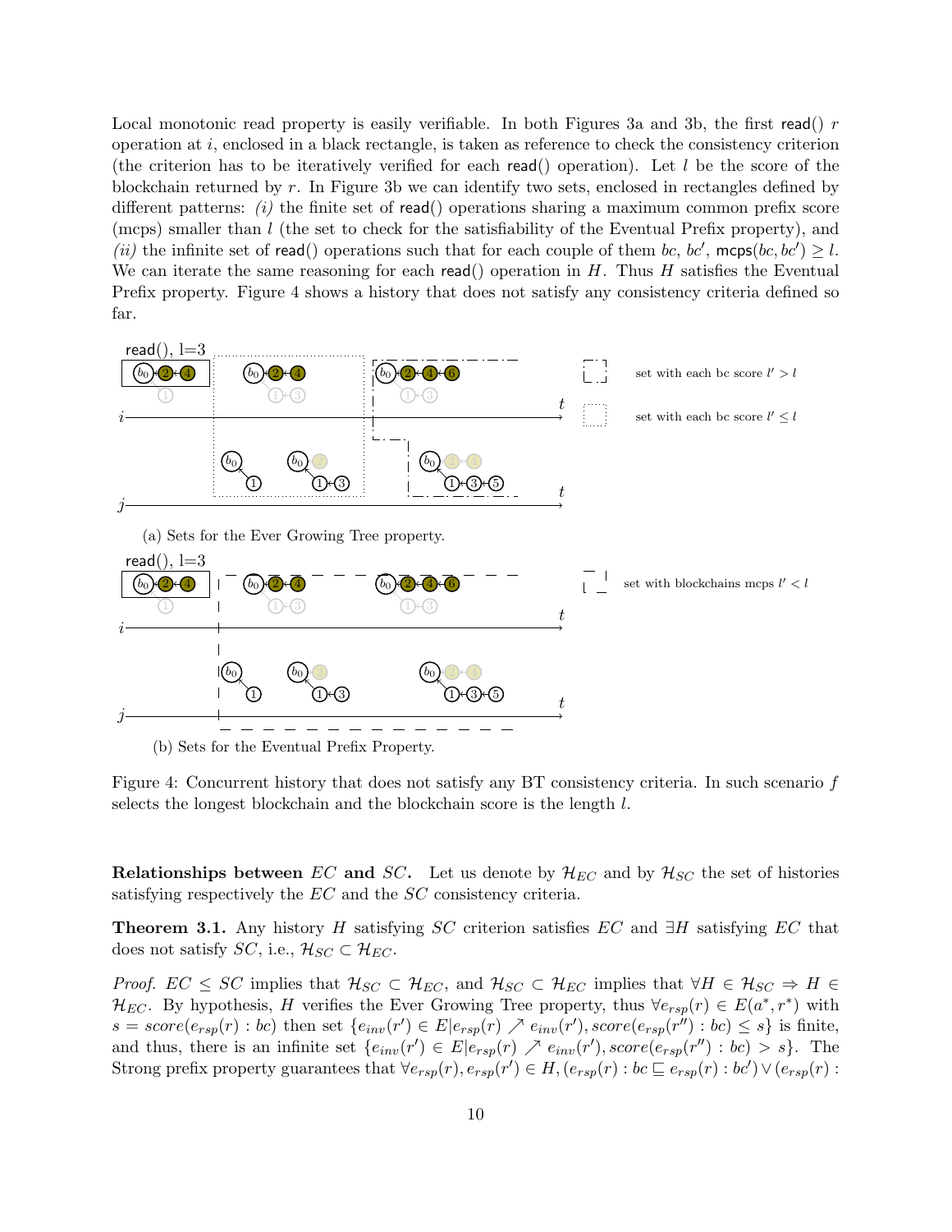Local monotonic read property is easily verifiable. In both Figures 3a and 3b, the first read() $r$ operation at $i$, enclosed in a black rectangle, is taken as reference to check the consistency criterion (the criterion has to be iteratively verified for each read() operation). Let $l$ be the score of the blockchain returned by $r$. In Figure 3b we can identify two sets, enclosed in rectangles defined by different patterns: *(i)* the finite set of read() operations sharing a maximum common prefix score (mcps) smaller than $l$ (the set to check for the satisfiability of the Eventual Prefix property), and *(ii)* the infinite set of read() operations such that for each couple of them $bc$, $bc'$, $\mathsf{mcps}(bc, bc') \geq l$. We can iterate the same reasoning for each read() operation in $H$. Thus $H$ satisfies the Eventual Prefix property. Figure 4 shows a history that does not satisfy any consistency criteria defined so far.

(a) Sets for the Ever Growing Tree property.

(b) Sets for the Eventual Prefix Property.

Figure 4: Concurrent history that does not satisfy any BT consistency criteria. In such scenario $f$ selects the longest blockchain and the blockchain score is the length $l$.

**Relationships between $EC$ and $SC$.** Let us denote by $\mathcal{H}_{EC}$ and by $\mathcal{H}_{SC}$ the set of histories satisfying respectively the $EC$ and the $SC$ consistency criteria.

**Theorem 3.1.** *Any history $H$ satisfying $SC$ criterion satisfies $EC$ and $\exists H$ satisfying $EC$ that does not satisfy $SC$, i.e., $\mathcal{H}_{SC} \subset \mathcal{H}_{EC}$.*

*Proof.* $EC \leq SC$ implies that $\mathcal{H}_{SC} \subset \mathcal{H}_{EC}$, and $\mathcal{H}_{SC} \subset \mathcal{H}_{EC}$ implies that $\forall H \in \mathcal{H}_{SC} \Rightarrow H \in \mathcal{H}_{EC}$. By hypothesis, $H$ verifies the Ever Growing Tree property, thus $\forall e_{rsp}(r) \in E(a^*, r^*)$ with $s = score(e_{rsp}(r) : bc)$ then set $\{e_{inv}(r') \in E | e_{rsp}(r) \nearrow e_{inv}(r'), score(e_{rsp}(r'') : bc) \leq s\}$ is finite, and thus, there is an infinite set $\{e_{inv}(r') \in E | e_{rsp}(r) \nearrow e_{inv}(r'), score(e_{rsp}(r'') : bc) > s\}$. The Strong prefix property guarantees that $\forall e_{rsp}(r), e_{rsp}(r') \in H, (e_{rsp}(r) : bc \sqsubseteq e_{rsp}(r) : bc') \vee (e_{rsp}(r) :$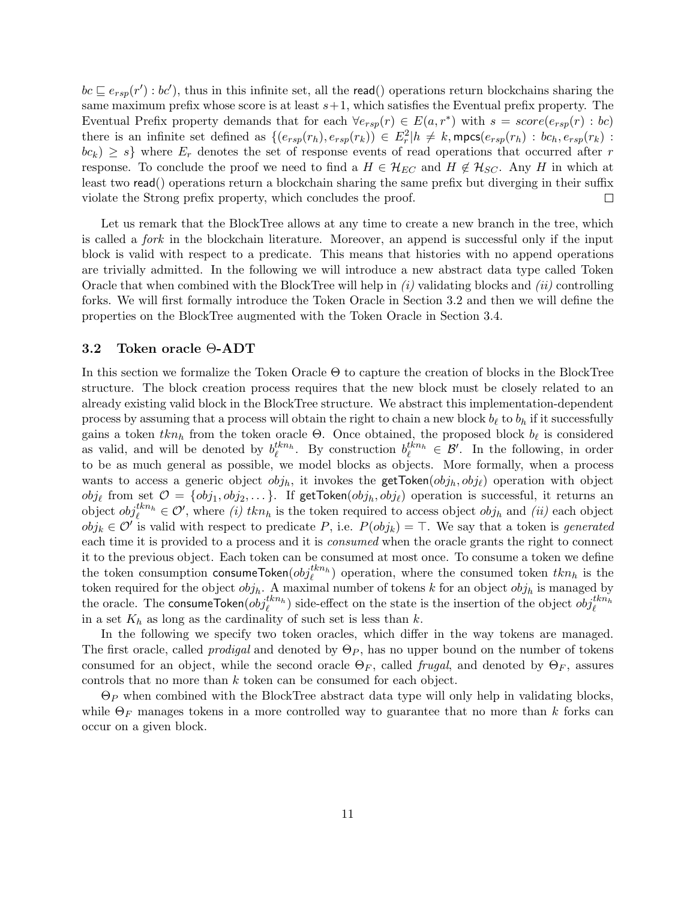$bc \sqsubseteq e_{rsp}(r') : bc'$), thus in this infinite set, all the $\mathsf{read}()$ operations return blockchains sharing the same maximum prefix whose score is at least $s+1$, which satisfies the Eventual prefix property. The Eventual Prefix property demands that for each $\forall e_{rsp}(r) \in E(a, r^*)$ with $s = score(e_{rsp}(r) : bc)$ there is an infinite set defined as $\{(e_{rsp}(r_h), e_{rsp}(r_k)) \in E_r^2 | h \neq k, \mathsf{mpcs}(e_{rsp}(r_h) : bc_h, e_{rsp}(r_k) : bc_k) \geq s\}$ where $E_r$ denotes the set of response events of read operations that occurred after $r$ response. To conclude the proof we need to find a $H \in \mathcal{H}_{EC}$ and $H \notin \mathcal{H}_{SC}$. Any $H$ in which at least two $\mathsf{read}()$ operations return a blockchain sharing the same prefix but diverging in their suffix violate the Strong prefix property, which concludes the proof. $\square$

Let us remark that the BlockTree allows at any time to create a new branch in the tree, which is called a *fork* in the blockchain literature. Moreover, an append is successful only if the input block is valid with respect to a predicate. This means that histories with no append operations are trivially admitted. In the following we will introduce a new abstract data type called Token Oracle that when combined with the BlockTree will help in *(i)* validating blocks and *(ii)* controlling forks. We will first formally introduce the Token Oracle in Section 3.2 and then we will define the properties on the BlockTree augmented with the Token Oracle in Section 3.4.

### 3.2 Token oracle Θ-ADT

In this section we formalize the Token Oracle $\Theta$ to capture the creation of blocks in the BlockTree structure. The block creation process requires that the new block must be closely related to an already existing valid block in the BlockTree structure. We abstract this implementation-dependent process by assuming that a process will obtain the right to chain a new block $b_\ell$ to $b_h$ if it successfully gains a token $tkn_h$ from the token oracle $\Theta$. Once obtained, the proposed block $b_\ell$ is considered as valid, and will be denoted by $b_\ell^{tkn_h}$. By construction $b_\ell^{tkn_h} \in \mathcal{B}'$. In the following, in order to be as much general as possible, we model blocks as objects. More formally, when a process wants to access a generic object $obj_h$, it invokes the $\mathsf{getToken}(obj_h, obj_\ell)$ operation with object $obj_\ell$ from set $\mathcal{O} = \{obj_1, obj_2, \dots\}$. If $\mathsf{getToken}(obj_h, obj_\ell)$ operation is successful, it returns an object $obj_\ell^{tkn_h} \in \mathcal{O}'$, where *(i)* $tkn_h$ is the token required to access object $obj_h$ and *(ii)* each object $obj_k \in \mathcal{O}'$ is valid with respect to predicate $P$, i.e. $P(obj_k) = \top$. We say that a token is *generated* each time it is provided to a process and it is *consumed* when the oracle grants the right to connect it to the previous object. Each token can be consumed at most once. To consume a token we define the token consumption $\mathsf{consumeToken}(obj_\ell^{tkn_h})$ operation, where the consumed token $tkn_h$ is the token required for the object $obj_h$. A maximal number of tokens $k$ for an object $obj_h$ is managed by the oracle. The $\mathsf{consumeToken}(obj_\ell^{tkn_h})$ side-effect on the state is the insertion of the object $obj_\ell^{tkn_h}$ in a set $K_h$ as long as the cardinality of such set is less than $k$.

In the following we specify two token oracles, which differ in the way tokens are managed. The first oracle, called *prodigal* and denoted by $\Theta_P$, has no upper bound on the number of tokens consumed for an object, while the second oracle $\Theta_F$, called *frugal*, and denoted by $\Theta_F$, assures controls that no more than $k$ token can be consumed for each object.

$\Theta_P$ when combined with the BlockTree abstract data type will only help in validating blocks, while $\Theta_F$ manages tokens in a more controlled way to guarantee that no more than $k$ forks can occur on a given block.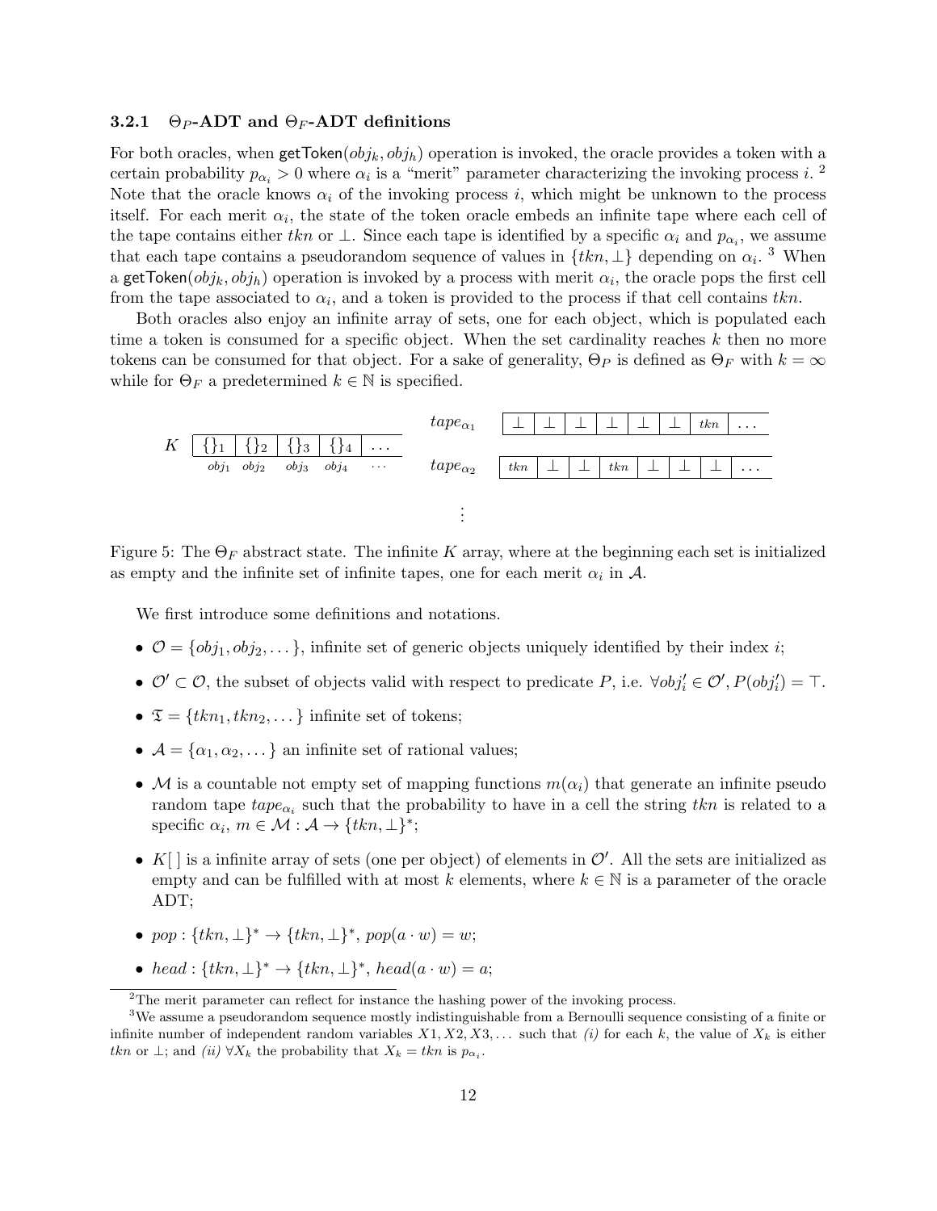### 3.2.1 $\Theta_P$-ADT and $\Theta_F$-ADT definitions

For both oracles, when getToken$(obj_k, obj_h)$ operation is invoked, the oracle provides a token with a certain probability $p_{\alpha_i} > 0$ where $\alpha_i$ is a "merit" parameter characterizing the invoking process $i$. [2] Note that the oracle knows $\alpha_i$ of the invoking process $i$, which might be unknown to the process itself. For each merit $\alpha_i$, the state of the token oracle embeds an infinite tape where each cell of the tape contains either $tkn$ or $\perp$. Since each tape is identified by a specific $\alpha_i$ and $p_{\alpha_i}$, we assume that each tape contains a pseudorandom sequence of values in $\{tkn, \perp\}$ depending on $\alpha_i$. [3] When a getToken$(obj_k, obj_h)$ operation is invoked by a process with merit $\alpha_i$, the oracle pops the first cell from the tape associated to $\alpha_i$, and a token is provided to the process if that cell contains $tkn$.

Both oracles also enjoy an infinite array of sets, one for each object, which is populated each time a token is consumed for a specific object. When the set cardinality reaches $k$ then no more tokens can be consumed for that object. For a sake of generality, $\Theta_P$ is defined as $\Theta_F$ with $k = \infty$ while for $\Theta_F$ a predetermined $k \in \mathbb{N}$ is specified.

| $K$ | $\{\}_1$ | $\{\}_2$ | $\{\}_3$ | $\{\}_4$ | $\dots$ |
|---|---|---|---|---|---|
| | $obj_1$ | $obj_2$ | $obj_3$ | $obj_4$ | $\cdots$ |

| | | | | | | | | |
|---|---|---|---|---|---|---|---|---|
| $tape_{\alpha_1}$ | $\perp$ | $\perp$ | $\perp$ | $\perp$ | $\perp$ | $\perp$ | $tkn$ | $\dots$ |
| $tape_{\alpha_2}$ | $tkn$ | $\perp$ | $\perp$ | $tkn$ | $\perp$ | $\perp$ | $\perp$ | $\dots$ |
| $\vdots$ | | | | | | | | |

Figure 5: The $\Theta_F$ abstract state. The infinite $K$ array, where at the beginning each set is initialized as empty and the infinite set of infinite tapes, one for each merit $\alpha_i$ in $\mathcal{A}$.

We first introduce some definitions and notations.

- $\mathcal{O} = \{obj_1, obj_2, \dots\}$, infinite set of generic objects uniquely identified by their index $i$;
- $\mathcal{O}' \subset \mathcal{O}$, the subset of objects valid with respect to predicate $P$, i.e. $\forall obj'_i \in \mathcal{O}', P(obj'_i) = \top$.
- $\mathfrak{T} = \{tkn_1, tkn_2, \dots\}$ infinite set of tokens;
- $\mathcal{A} = \{\alpha_1, \alpha_2, \dots\}$ an infinite set of rational values;
- $\mathcal{M}$ is a countable not empty set of mapping functions $m(\alpha_i)$ that generate an infinite pseudo random tape $tape_{\alpha_i}$ such that the probability to have in a cell the string $tkn$ is related to a specific $\alpha_i$, $m \in \mathcal{M} : \mathcal{A} \to \{tkn, \perp\}^*$;
- $K[\,]$ is a infinite array of sets (one per object) of elements in $\mathcal{O}'$. All the sets are initialized as empty and can be fulfilled with at most $k$ elements, where $k \in \mathbb{N}$ is a parameter of the oracle ADT;
- $pop : \{tkn, \perp\}^* \to \{tkn, \perp\}^*$, $pop(a \cdot w) = w$;
- $head : \{tkn, \perp\}^* \to \{tkn, \perp\}^*$, $head(a \cdot w) = a$;

[2] The merit parameter can reflect for instance the hashing power of the invoking process.

[3] We assume a pseudorandom sequence mostly indistinguishable from a Bernoulli sequence consisting of a finite or infinite number of independent random variables $X1, X2, X3, \dots$ such that *(i)* for each $k$, the value of $X_k$ is either $tkn$ or $\perp$; and *(ii)* $\forall X_k$ the probability that $X_k = tkn$ is $p_{\alpha_i}$.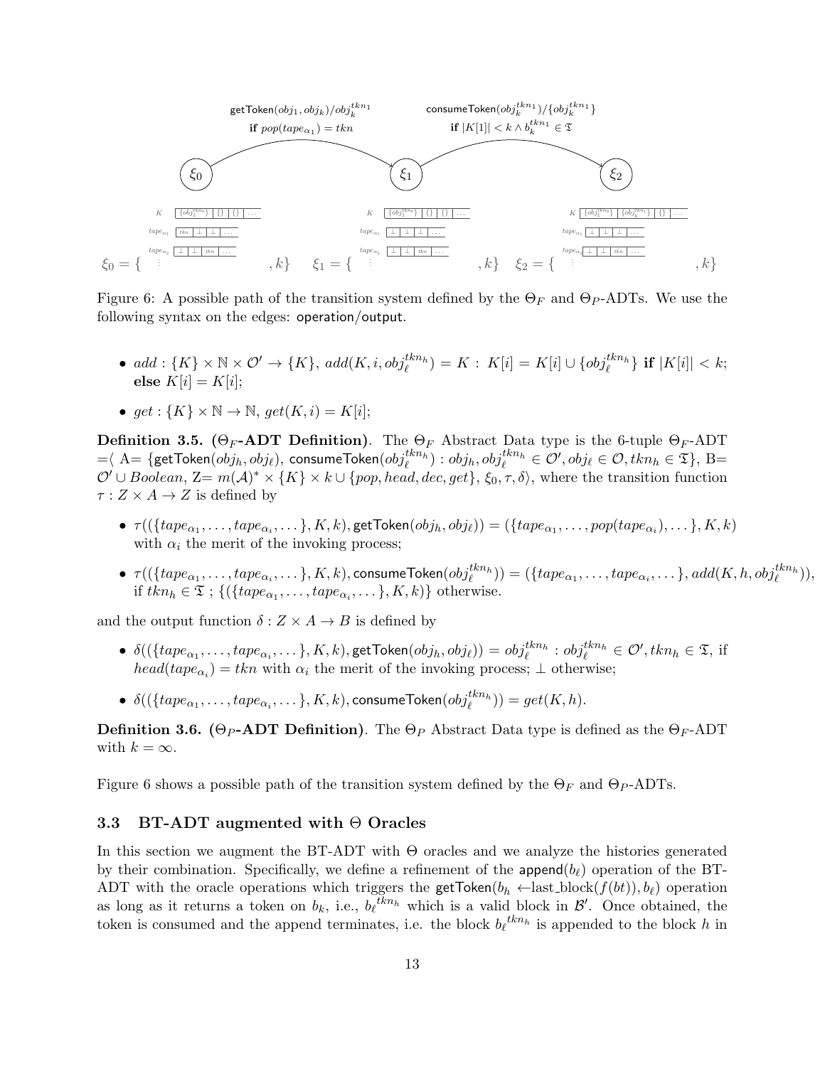Figure 6: A possible path of the transition system defined by the $\Theta_F$ and $\Theta_P$-ADTs. We use the following syntax on the edges: operation/output.

- $add : \{K\} \times \mathbb{N} \times \mathcal{O}' \rightarrow \{K\}$, $add(K, i, obj_\ell^{tkn_h}) = K : K[i] = K[i] \cup \{obj_\ell^{tkn_h}\}$ **if** $|K[i]| < k$; **else** $K[i] = K[i]$;
- $get : \{K\} \times \mathbb{N} \rightarrow \mathbb{N}$, $get(K, i) = K[i]$;

**Definition 3.5. ($\Theta_F$-ADT Definition).** The $\Theta_F$ Abstract Data type is the 6-tuple $\Theta_F$-ADT $=\langle$ A$=$ $\{\mathsf{getToken}(obj_h, obj_\ell)$, $\mathsf{consumeToken}(obj_\ell^{tkn_h}) : obj_h, obj_\ell^{tkn_h} \in \mathcal{O}', obj_\ell \in \mathcal{O}, tkn_h \in \mathfrak{T}\}$, B$=$ $\mathcal{O}' \cup Boolean$, Z$=$ $m(\mathcal{A})^* \times \{K\} \times k \cup \{pop, head, dec, get\}$, $\xi_0, \tau, \delta\rangle$, where the transition function $\tau : Z \times A \rightarrow Z$ is defined by

- $\tau((\{tape_{\alpha_1}, \ldots, tape_{\alpha_i}, \ldots\}, K, k), \mathsf{getToken}(obj_h, obj_\ell)) = (\{tape_{\alpha_1}, \ldots, pop(tape_{\alpha_i}), \ldots\}, K, k)$ with $\alpha_i$ the merit of the invoking process;
- $\tau((\{tape_{\alpha_1}, \ldots, tape_{\alpha_i}, \ldots\}, K, k), \mathsf{consumeToken}(obj_\ell^{tkn_h})) = (\{tape_{\alpha_1}, \ldots, tape_{\alpha_i}, \ldots\}, add(K, h, obj_\ell^{tkn_h}))$, if $tkn_h \in \mathfrak{T}$ ; $\{(\{tape_{\alpha_1}, \ldots, tape_{\alpha_i}, \ldots\}, K, k)\}$ otherwise.

and the output function $\delta : Z \times A \rightarrow B$ is defined by

- $\delta((\{tape_{\alpha_1}, \ldots, tape_{\alpha_i}, \ldots\}, K, k), \mathsf{getToken}(obj_h, obj_\ell)) = obj_\ell^{tkn_h} : obj_\ell^{tkn_h} \in \mathcal{O}', tkn_h \in \mathfrak{T}$, if $head(tape_{\alpha_i}) = tkn$ with $\alpha_i$ the merit of the invoking process; $\perp$ otherwise;
- $\delta((\{tape_{\alpha_1}, \ldots, tape_{\alpha_i}, \ldots\}, K, k), \mathsf{consumeToken}(obj_\ell^{tkn_h})) = get(K, h)$.

**Definition 3.6. ($\Theta_P$-ADT Definition).** The $\Theta_P$ Abstract Data type is defined as the $\Theta_F$-ADT with $k = \infty$.

Figure 6 shows a possible path of the transition system defined by the $\Theta_F$ and $\Theta_P$-ADTs.

### 3.3 BT-ADT augmented with $\Theta$ Oracles

In this section we augment the BT-ADT with $\Theta$ oracles and we analyze the histories generated by their combination. Specifically, we define a refinement of the $\mathsf{append}(b_\ell)$ operation of the BT-ADT with the oracle operations which triggers the $\mathsf{getToken}(b_h \leftarrow \text{last\_block}(f(bt)), b_\ell)$ operation as long as it returns a token on $b_k$, i.e., $b_\ell^{tkn_h}$ which is a valid block in $\mathcal{B}'$. Once obtained, the token is consumed and the append terminates, i.e. the block $b_\ell^{tkn_h}$ is appended to the block $h$ in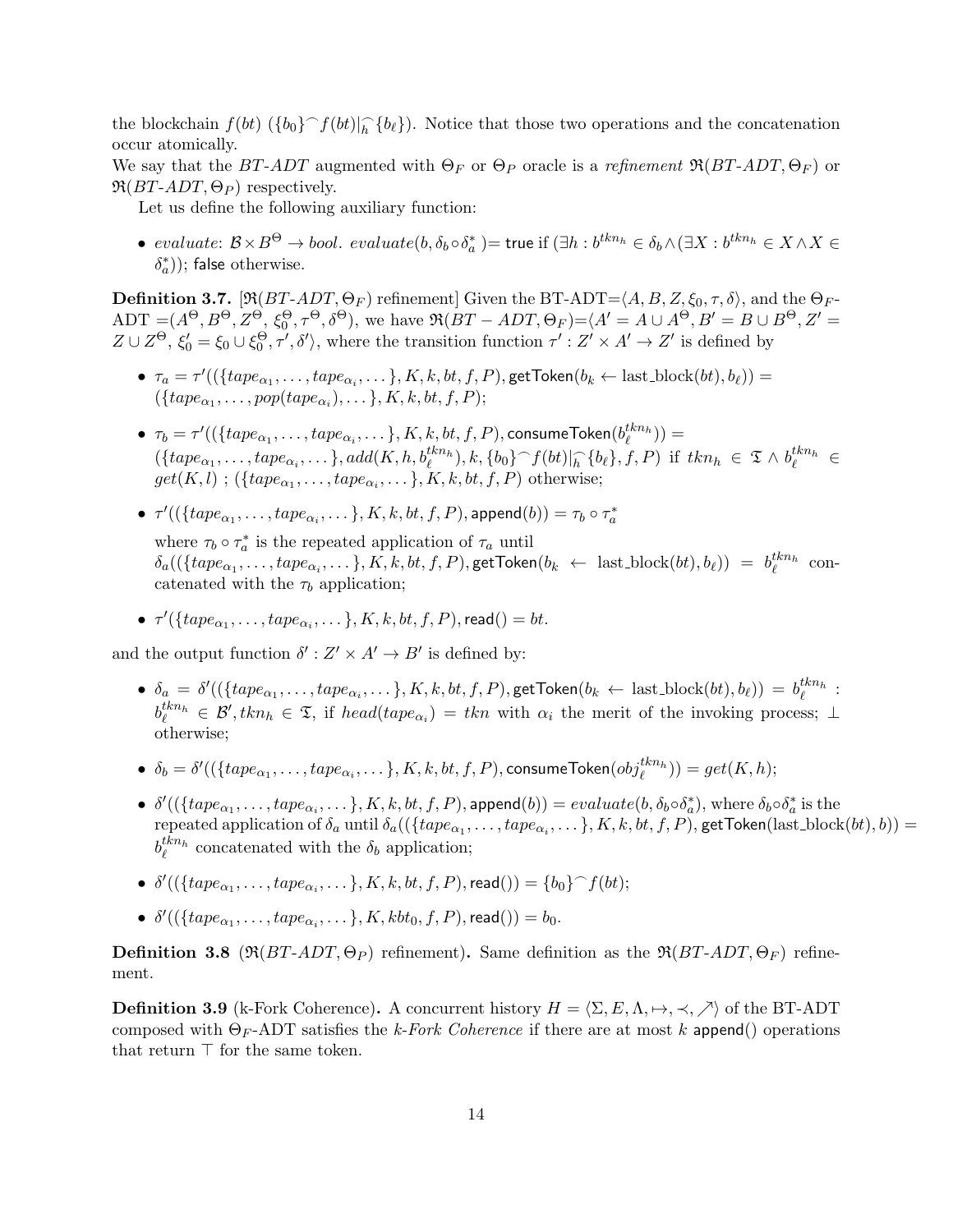the blockchain $f(bt)$ ($\{b_0\}^\frown f(bt)|_h^\frown\{b_\ell\}$). Notice that those two operations and the concatenation occur atomically.

We say that the *BT-ADT* augmented with $\Theta_F$ or $\Theta_P$ oracle is a *refinement* $\mathfrak{R}(BT\text{-}ADT, \Theta_F)$ or $\mathfrak{R}(BT\text{-}ADT, \Theta_P)$ respectively.

Let us define the following auxiliary function:

- *evaluate*: $\mathcal{B} \times B^\Theta \rightarrow bool$. $evaluate(b, \delta_b \circ \delta_a^*) =$ true if $(\exists h : b^{tkn_h} \in \delta_b \wedge (\exists X : b^{tkn_h} \in X \wedge X \in \delta_a^*))$; false otherwise.

**Definition 3.7.** [$\mathfrak{R}(BT\text{-}ADT, \Theta_F)$ refinement] Given the BT-ADT$=\langle A, B, Z, \xi_0, \tau, \delta\rangle$, and the $\Theta_F$-ADT $=(A^\Theta, B^\Theta, Z^\Theta, \xi_0^\Theta, \tau^\Theta, \delta^\Theta)$, we have $\mathfrak{R}(BT-ADT, \Theta_F)=\langle A' = A \cup A^\Theta, B' = B \cup B^\Theta, Z' = Z \cup Z^\Theta, \xi_0' = \xi_0 \cup \xi_0^\Theta, \tau', \delta'\rangle$, where the transition function $\tau' : Z' \times A' \rightarrow Z'$ is defined by

- $\tau_a = \tau'((\{tape_{\alpha_1}, \ldots, tape_{\alpha_i}, \ldots\}, K, k, bt, f, P), \mathsf{getToken}(b_k \leftarrow \text{last\_block}(bt), b_\ell)) = (\{tape_{\alpha_1}, \ldots, pop(tape_{\alpha_i}), \ldots\}, K, k, bt, f, P)$;
- $\tau_b = \tau'((\{tape_{\alpha_1}, \ldots, tape_{\alpha_i}, \ldots\}, K, k, bt, f, P), \mathsf{consumeToken}(b_\ell^{tkn_h})) = (\{tape_{\alpha_1}, \ldots, tape_{\alpha_i}, \ldots\}, add(K, h, b_\ell^{tkn_h}), k, \{b_0\}^\frown f(bt)|_h^\frown\{b_\ell\}, f, P)$ if $tkn_h \in \mathfrak{T} \wedge b_\ell^{tkn_h} \in get(K, l)$ ; $(\{tape_{\alpha_1}, \ldots, tape_{\alpha_i}, \ldots\}, K, k, bt, f, P)$ otherwise;
- $\tau'((\{tape_{\alpha_1}, \ldots, tape_{\alpha_i}, \ldots\}, K, k, bt, f, P), \mathsf{append}(b)) = \tau_b \circ \tau_a^*$

  where $\tau_b \circ \tau_a^*$ is the repeated application of $\tau_a$ until $\delta_a((\{tape_{\alpha_1}, \ldots, tape_{\alpha_i}, \ldots\}, K, k, bt, f, P), \mathsf{getToken}(b_k \leftarrow \text{last\_block}(bt), b_\ell)) = b_\ell^{tkn_h}$ concatenated with the $\tau_b$ application;
- $\tau'(\{tape_{\alpha_1}, \ldots, tape_{\alpha_i}, \ldots\}, K, k, bt, f, P), \mathsf{read}() = bt$.

and the output function $\delta' : Z' \times A' \rightarrow B'$ is defined by:

- $\delta_a = \delta'((\{tape_{\alpha_1}, \ldots, tape_{\alpha_i}, \ldots\}, K, k, bt, f, P), \mathsf{getToken}(b_k \leftarrow \text{last\_block}(bt), b_\ell)) = b_\ell^{tkn_h}$ : $b_\ell^{tkn_h} \in \mathcal{B}', tkn_h \in \mathfrak{T}$, if $head(tape_{\alpha_i}) = tkn$ with $\alpha_i$ the merit of the invoking process; $\perp$ otherwise;
- $\delta_b = \delta'((\{tape_{\alpha_1}, \ldots, tape_{\alpha_i}, \ldots\}, K, k, bt, f, P), \mathsf{consumeToken}(obj_\ell^{tkn_h})) = get(K, h)$;
- $\delta'((\{tape_{\alpha_1}, \ldots, tape_{\alpha_i}, \ldots\}, K, k, bt, f, P), \mathsf{append}(b)) = evaluate(b, \delta_b \circ \delta_a^*)$, where $\delta_b \circ \delta_a^*$ is the repeated application of $\delta_a$ until $\delta_a((\{tape_{\alpha_1}, \ldots, tape_{\alpha_i}, \ldots\}, K, k, bt, f, P), \mathsf{getToken}(\text{last\_block}(bt), b)) = b_\ell^{tkn_h}$ concatenated with the $\delta_b$ application;
- $\delta'((\{tape_{\alpha_1}, \ldots, tape_{\alpha_i}, \ldots\}, K, k, bt, f, P), \mathsf{read}()) = \{b_0\}^\frown f(bt)$;
- $\delta'((\{tape_{\alpha_1}, \ldots, tape_{\alpha_i}, \ldots\}, K, kbt_0, f, P), \mathsf{read}()) = b_0$.

**Definition 3.8** ($\mathfrak{R}(BT\text{-}ADT, \Theta_P)$ **refinement).** Same definition as the $\mathfrak{R}(BT\text{-}ADT, \Theta_F)$ refinement.

**Definition 3.9** (k-Fork Coherence)**.** A concurrent history $H = \langle \Sigma, E, \Lambda, \mapsto, \prec, \nearrow\rangle$ of the BT-ADT composed with $\Theta_F$-ADT satisfies the *k-Fork Coherence* if there are at most $k$ $\mathsf{append}()$ operations that return $\top$ for the same token.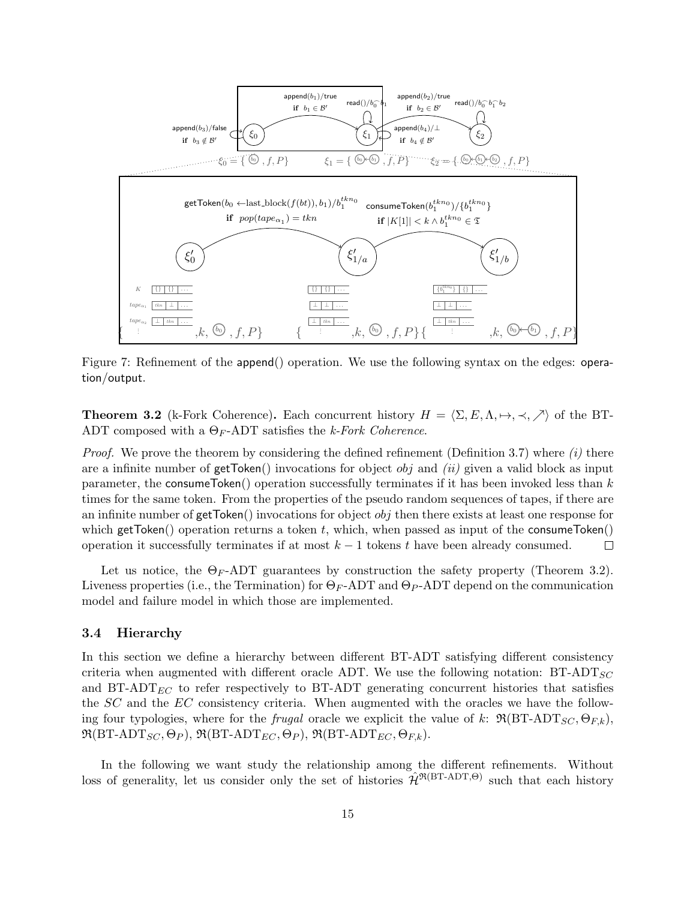Figure 7: Refinement of the append() operation. We use the following syntax on the edges: operation/output.

**Theorem 3.2** (k-Fork Coherence)**.** Each concurrent history $H = \langle \Sigma, E, \Lambda, \mapsto, \prec, \nearrow \rangle$ of the BT-ADT composed with a $\Theta_F$-ADT satisfies the *k-Fork Coherence*.

*Proof.* We prove the theorem by considering the defined refinement (Definition 3.7) where *(i)* there are a infinite number of getToken() invocations for object *obj* and *(ii)* given a valid block as input parameter, the consumeToken() operation successfully terminates if it has been invoked less than $k$ times for the same token. From the properties of the pseudo random sequences of tapes, if there are an infinite number of getToken() invocations for object *obj* then there exists at least one response for which getToken() operation returns a token $t$, which, when passed as input of the consumeToken() operation it successfully terminates if at most $k-1$ tokens $t$ have been already consumed. □

Let us notice, the $\Theta_F$-ADT guarantees by construction the safety property (Theorem 3.2). Liveness properties (i.e., the Termination) for $\Theta_F$-ADT and $\Theta_P$-ADT depend on the communication model and failure model in which those are implemented.

### 3.4 Hierarchy

In this section we define a hierarchy between different BT-ADT satisfying different consistency criteria when augmented with different oracle ADT. We use the following notation: BT-ADT$_{SC}$ and BT-ADT$_{EC}$ to refer respectively to BT-ADT generating concurrent histories that satisfies the *SC* and the *EC* consistency criteria. When augmented with the oracles we have the following four typologies, where for the *frugal* oracle we explicit the value of $k$: $\mathfrak{R}(\text{BT-ADT}_{SC}, \Theta_{F,k})$, $\mathfrak{R}(\text{BT-ADT}_{SC}, \Theta_P)$, $\mathfrak{R}(\text{BT-ADT}_{EC}, \Theta_P)$, $\mathfrak{R}(\text{BT-ADT}_{EC}, \Theta_{F,k})$.

In the following we want study the relationship among the different refinements. Without loss of generality, let us consider only the set of histories $\hat{\mathcal{H}}^{\mathfrak{R}(\text{BT-ADT},\Theta)}$ such that each history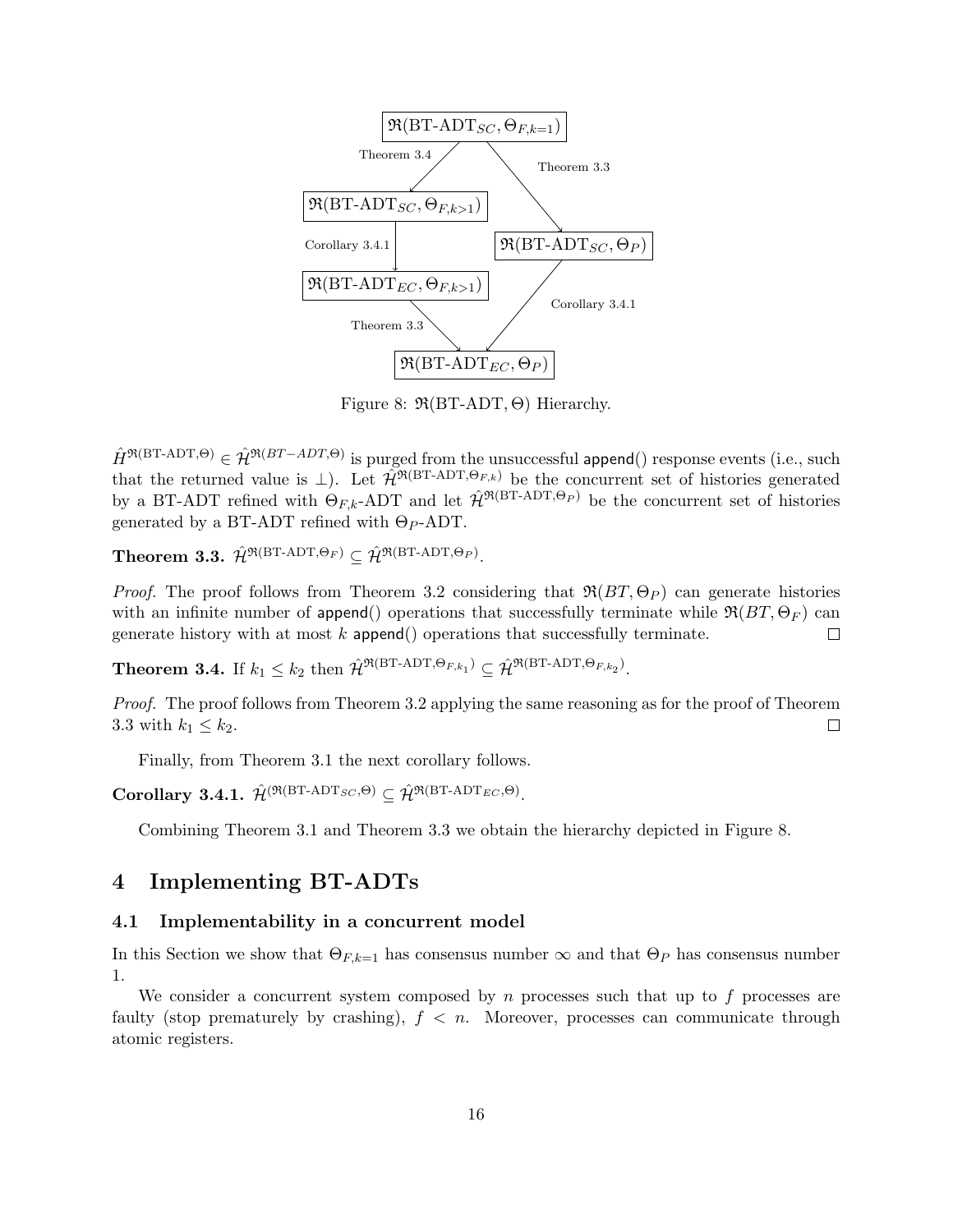$\mathfrak{R}(\text{BT-ADT}_{SC}, \Theta_{F,k=1})$

Theorem 3.4 → $\mathfrak{R}(\text{BT-ADT}_{SC}, \Theta_{F,k>1})$

Theorem 3.3 → $\mathfrak{R}(\text{BT-ADT}_{SC}, \Theta_P)$

Corollary 3.4.1 → $\mathfrak{R}(\text{BT-ADT}_{EC}, \Theta_{F,k>1})$

Theorem 3.3 → $\mathfrak{R}(\text{BT-ADT}_{EC}, \Theta_P)$

Corollary 3.4.1 → $\mathfrak{R}(\text{BT-ADT}_{EC}, \Theta_P)$

Figure 8: $\mathfrak{R}(\text{BT-ADT}, \Theta)$ Hierarchy.

$\hat{H}^{\mathfrak{R}(\text{BT-ADT},\Theta)} \in \hat{\mathcal{H}}^{\mathfrak{R}(BT-ADT,\Theta)}$ is purged from the unsuccessful append() response events (i.e., such that the returned value is $\perp$). Let $\hat{\mathcal{H}}^{\mathfrak{R}(\text{BT-ADT},\Theta_{F,k})}$ be the concurrent set of histories generated by a BT-ADT refined with $\Theta_{F,k}$-ADT and let $\hat{\mathcal{H}}^{\mathfrak{R}(\text{BT-ADT},\Theta_P)}$ be the concurrent set of histories generated by a BT-ADT refined with $\Theta_P$-ADT.

**Theorem 3.3.** $\hat{\mathcal{H}}^{\mathfrak{R}(\text{BT-ADT},\Theta_F)} \subseteq \hat{\mathcal{H}}^{\mathfrak{R}(\text{BT-ADT},\Theta_P)}$.

*Proof.* The proof follows from Theorem 3.2 considering that $\mathfrak{R}(BT, \Theta_P)$ can generate histories with an infinite number of append() operations that successfully terminate while $\mathfrak{R}(BT, \Theta_F)$ can generate history with at most $k$ append() operations that successfully terminate. □

**Theorem 3.4.** If $k_1 \leq k_2$ then $\hat{\mathcal{H}}^{\mathfrak{R}(\text{BT-ADT},\Theta_{F,k_1})} \subseteq \hat{\mathcal{H}}^{\mathfrak{R}(\text{BT-ADT},\Theta_{F,k_2})}$.

*Proof.* The proof follows from Theorem 3.2 applying the same reasoning as for the proof of Theorem 3.3 with $k_1 \leq k_2$. □

Finally, from Theorem 3.1 the next corollary follows.

**Corollary 3.4.1.** $\hat{\mathcal{H}}^{(\mathfrak{R}(\text{BT-ADT}_{SC},\Theta)} \subseteq \hat{\mathcal{H}}^{\mathfrak{R}(\text{BT-ADT}_{EC},\Theta)}$.

Combining Theorem 3.1 and Theorem 3.3 we obtain the hierarchy depicted in Figure 8.

## 4 Implementing BT-ADTs

### 4.1 Implementability in a concurrent model

In this Section we show that $\Theta_{F,k=1}$ has consensus number $\infty$ and that $\Theta_P$ has consensus number 1.

We consider a concurrent system composed by $n$ processes such that up to $f$ processes are faulty (stop prematurely by crashing), $f < n$. Moreover, processes can communicate through atomic registers.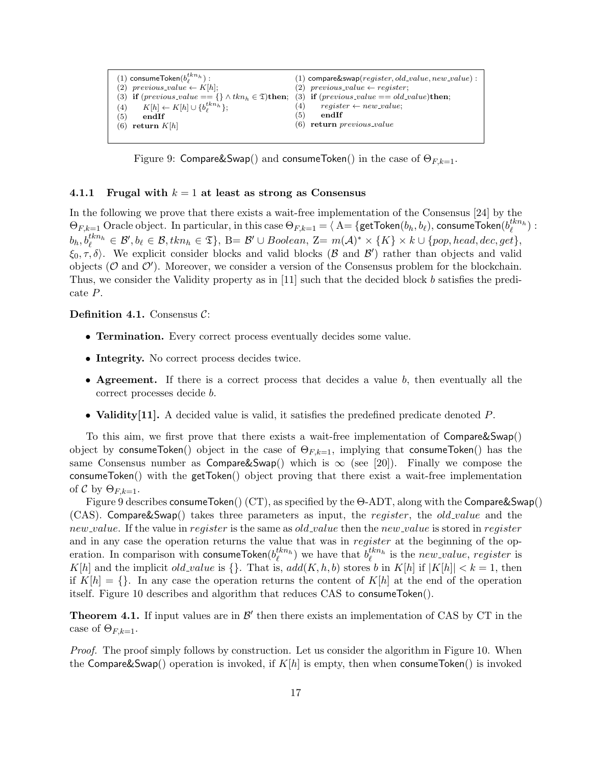```
(1) consumeToken(b_ℓ^{tkn_h}) :
(2) previous_value ← K[h];
(3) if (previous_value == {} ∧ tkn_h ∈ 𝔗)then;
(4)     K[h] ← K[h] ∪ {b_ℓ^{tkn_h}};
(5)     endIf
(6) return K[h]
```

```
(1) compare&swap(register, old_value, new_value) :
(2) previous_value ← register;
(3) if (previous_value == old_value)then;
(4)     register ← new_value;
(5)     endIf
(6) return previous_value
```

Figure 9: Compare&Swap() and consumeToken() in the case of $\Theta_{F,k=1}$.

### 4.1.1 Frugal with $k = 1$ at least as strong as Consensus

In the following we prove that there exists a wait-free implementation of the Consensus [24] by the $\Theta_{F,k=1}$ Oracle object. In particular, in this case $\Theta_{F,k=1} = \langle$ A= {getToken($b_h, b_\ell$), consumeToken($b_\ell^{tkn_h}$) : $b_h, b_\ell^{tkn_h} \in \mathcal{B}', b_\ell \in \mathcal{B}, tkn_h \in \mathfrak{T}$}, B= $\mathcal{B}' \cup Boolean$, Z= $m(\mathcal{A})^* \times \{K\} \times k \cup \{pop, head, dec, get\}$, $\xi_0, \tau, \delta\rangle$. We explicit consider blocks and valid blocks ($\mathcal{B}$ and $\mathcal{B}'$) rather than objects and valid objects ($\mathcal{O}$ and $\mathcal{O}'$). Moreover, we consider a version of the Consensus problem for the blockchain. Thus, we consider the Validity property as in [11] such that the decided block $b$ satisfies the predicate $P$.

**Definition 4.1.** Consensus $\mathcal{C}$:

- **Termination.** Every correct process eventually decides some value.
- **Integrity.** No correct process decides twice.
- **Agreement.** If there is a correct process that decides a value $b$, then eventually all the correct processes decide $b$.
- **Validity[11].** A decided value is valid, it satisfies the predefined predicate denoted $P$.

To this aim, we first prove that there exists a wait-free implementation of Compare&Swap() object by consumeToken() object in the case of $\Theta_{F,k=1}$, implying that consumeToken() has the same Consensus number as Compare&Swap() which is $\infty$ (see [20]). Finally we compose the consumeToken() with the getToken() object proving that there exist a wait-free implementation of $\mathcal{C}$ by $\Theta_{F,k=1}$.

Figure 9 describes consumeToken() (CT), as specified by the Θ-ADT, along with the Compare&Swap() (CAS). Compare&Swap() takes three parameters as input, the *register*, the *old_value* and the *new_value*. If the value in *register* is the same as *old_value* then the *new_value* is stored in *register* and in any case the operation returns the value that was in *register* at the beginning of the operation. In comparison with consumeToken($b_\ell^{tkn_h}$) we have that $b_\ell^{tkn_h}$ is the *new_value*, *register* is $K[h]$ and the implicit *old_value* is {}. That is, $add(K, h, b)$ stores $b$ in $K[h]$ if $|K[h]| < k = 1$, then if $K[h] = \{\}$. In any case the operation returns the content of $K[h]$ at the end of the operation itself. Figure 10 describes and algorithm that reduces CAS to consumeToken().

**Theorem 4.1.** If input values are in $\mathcal{B}'$ then there exists an implementation of CAS by CT in the case of $\Theta_{F,k=1}$.

*Proof.* The proof simply follows by construction. Let us consider the algorithm in Figure 10. When the Compare&Swap() operation is invoked, if $K[h]$ is empty, then when consumeToken() is invoked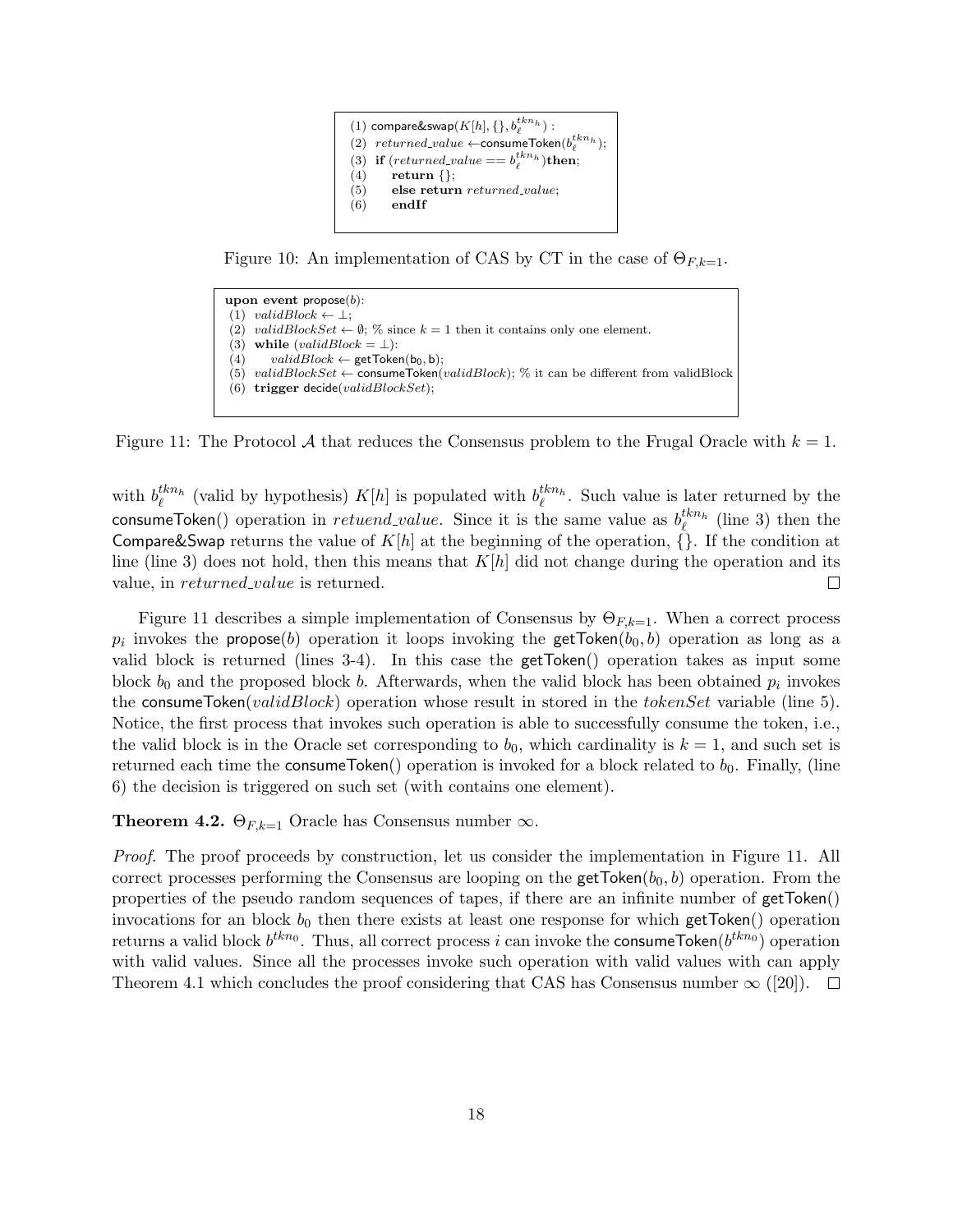```
(1) compare&swap(K[h], {}, b_ℓ^{tkn_h}) :
(2)  returned_value ← consumeToken(b_ℓ^{tkn_h});
(3)  if (returned_value == b_ℓ^{tkn_h}) then;
(4)      return {};
(5)      else return returned_value;
(6)      endIf
```

Figure 10: An implementation of CAS by CT in the case of $\Theta_{F,k=1}$.

```
upon event propose(b):
 (1)  validBlock ← ⊥;
 (2)  validBlockSet ← ∅; % since k = 1 then it contains only one element.
 (3)  while (validBlock = ⊥):
 (4)      validBlock ← getToken(b_0, b);
 (5)  validBlockSet ← consumeToken(validBlock); % it can be different from validBlock
 (6)  trigger decide(validBlockSet);
```

Figure 11: The Protocol $\mathcal{A}$ that reduces the Consensus problem to the Frugal Oracle with $k = 1$.

with $b_\ell^{tkn_h}$ (valid by hypothesis) $K[h]$ is populated with $b_\ell^{tkn_h}$. Such value is later returned by the consumeToken() operation in *retuend_value*. Since it is the same value as $b_\ell^{tkn_h}$ (line 3) then the Compare&Swap returns the value of $K[h]$ at the beginning of the operation, $\{\}$. If the condition at line (line 3) does not hold, then this means that $K[h]$ did not change during the operation and its value, in *returned_value* is returned. □

Figure 11 describes a simple implementation of Consensus by $\Theta_{F,k=1}$. When a correct process $p_i$ invokes the propose($b$) operation it loops invoking the getToken($b_0, b$) operation as long as a valid block is returned (lines 3-4). In this case the getToken() operation takes as input some block $b_0$ and the proposed block $b$. Afterwards, when the valid block has been obtained $p_i$ invokes the consumeToken(*validBlock*) operation whose result in stored in the *tokenSet* variable (line 5). Notice, the first process that invokes such operation is able to successfully consume the token, i.e., the valid block is in the Oracle set corresponding to $b_0$, which cardinality is $k = 1$, and such set is returned each time the consumeToken() operation is invoked for a block related to $b_0$. Finally, (line 6) the decision is triggered on such set (with contains one element).

**Theorem 4.2.** $\Theta_{F,k=1}$ Oracle has Consensus number $\infty$.

*Proof.* The proof proceeds by construction, let us consider the implementation in Figure 11. All correct processes performing the Consensus are looping on the getToken($b_0, b$) operation. From the properties of the pseudo random sequences of tapes, if there are an infinite number of getToken() invocations for an block $b_0$ then there exists at least one response for which getToken() operation returns a valid block $b^{tkn_0}$. Thus, all correct process $i$ can invoke the consumeToken($b^{tkn_0}$) operation with valid values. Since all the processes invoke such operation with valid values with can apply Theorem 4.1 which concludes the proof considering that CAS has Consensus number $\infty$ ([20]). □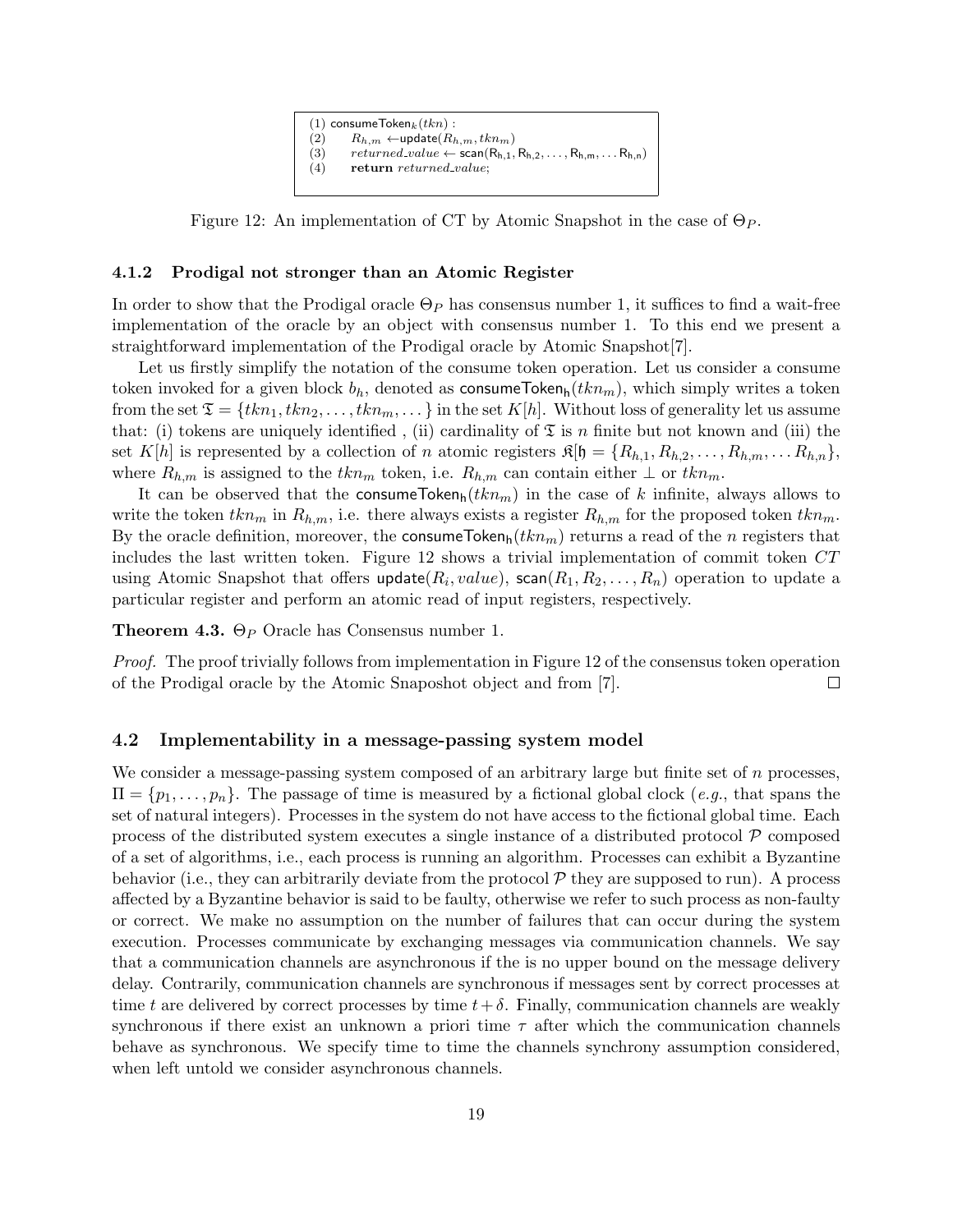```
(1) consumeToken_k(tkn) :
(2)     R_{h,m} ←update(R_{h,m}, tkn_m)
(3)     returned_value ← scan(R_{h,1}, R_{h,2}, ..., R_{h,m}, ... R_{h,n})
(4)     return returned_value;
```

Figure 12: An implementation of CT by Atomic Snapshot in the case of $\Theta_P$.

### 4.1.2 Prodigal not stronger than an Atomic Register

In order to show that the Prodigal oracle $\Theta_P$ has consensus number 1, it suffices to find a wait-free implementation of the oracle by an object with consensus number 1. To this end we present a straightforward implementation of the Prodigal oracle by Atomic Snapshot[7].

Let us firstly simplify the notation of the consume token operation. Let us consider a consume token invoked for a given block $b_h$, denoted as $\mathsf{consumeToken_h}(tkn_m)$, which simply writes a token from the set $\mathfrak{T} = \{tkn_1, tkn_2, \ldots, tkn_m, \ldots\}$ in the set $K[h]$. Without loss of generality let us assume that: (i) tokens are uniquely identified , (ii) cardinality of $\mathfrak{T}$ is $n$ finite but not known and (iii) the set $K[h]$ is represented by a collection of $n$ atomic registers $\mathfrak{K}[\mathfrak{h} = \{R_{h,1}, R_{h,2}, \ldots, R_{h,m}, \ldots R_{h,n}\}$, where $R_{h,m}$ is assigned to the $tkn_m$ token, i.e. $R_{h,m}$ can contain either $\perp$ or $tkn_m$.

It can be observed that the $\mathsf{consumeToken_h}(tkn_m)$ in the case of $k$ infinite, always allows to write the token $tkn_m$ in $R_{h,m}$, i.e. there always exists a register $R_{h,m}$ for the proposed token $tkn_m$. By the oracle definition, moreover, the $\mathsf{consumeToken_h}(tkn_m)$ returns a read of the $n$ registers that includes the last written token. Figure 12 shows a trivial implementation of commit token $CT$ using Atomic Snapshot that offers $\mathsf{update}(R_i, value)$, $\mathsf{scan}(R_1, R_2, \ldots, R_n)$ operation to update a particular register and perform an atomic read of input registers, respectively.

**Theorem 4.3.** $\Theta_P$ Oracle has Consensus number 1.

*Proof.* The proof trivially follows from implementation in Figure 12 of the consensus token operation of the Prodigal oracle by the Atomic Snaposhot object and from [7]. $\square$

## 4.2 Implementability in a message-passing system model

We consider a message-passing system composed of an arbitrary large but finite set of $n$ processes, $\Pi = \{p_1, \ldots, p_n\}$. The passage of time is measured by a fictional global clock (*e.g.*, that spans the set of natural integers). Processes in the system do not have access to the fictional global time. Each process of the distributed system executes a single instance of a distributed protocol $\mathcal{P}$ composed of a set of algorithms, i.e., each process is running an algorithm. Processes can exhibit a Byzantine behavior (i.e., they can arbitrarily deviate from the protocol $\mathcal{P}$ they are supposed to run). A process affected by a Byzantine behavior is said to be faulty, otherwise we refer to such process as non-faulty or correct. We make no assumption on the number of failures that can occur during the system execution. Processes communicate by exchanging messages via communication channels. We say that a communication channels are asynchronous if the is no upper bound on the message delivery delay. Contrarily, communication channels are synchronous if messages sent by correct processes at time $t$ are delivered by correct processes by time $t + \delta$. Finally, communication channels are weakly synchronous if there exist an unknown a priori time $\tau$ after which the communication channels behave as synchronous. We specify time to time the channels synchrony assumption considered, when left untold we consider asynchronous channels.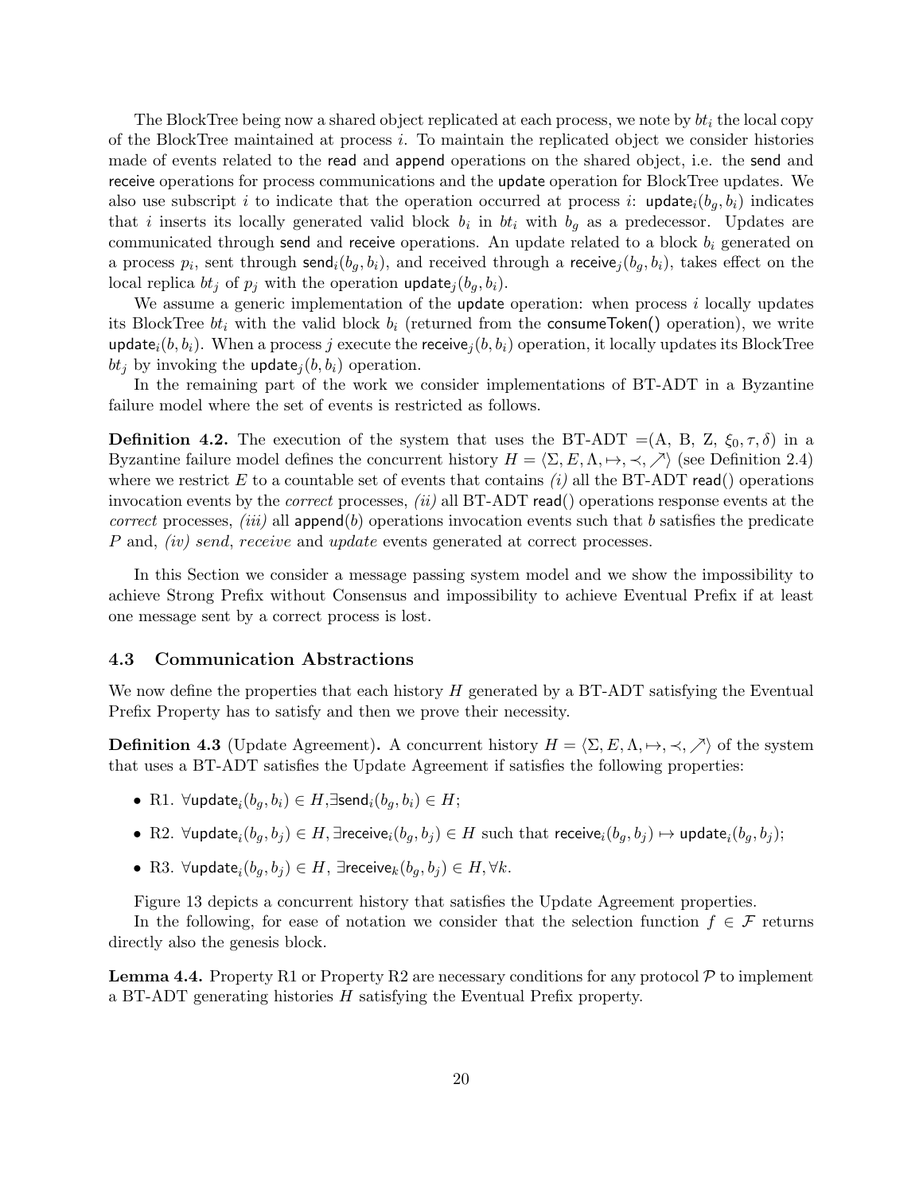The BlockTree being now a shared object replicated at each process, we note by $bt_i$ the local copy of the BlockTree maintained at process $i$. To maintain the replicated object we consider histories made of events related to the read and append operations on the shared object, i.e. the send and receive operations for process communications and the update operation for BlockTree updates. We also use subscript $i$ to indicate that the operation occurred at process $i$: $\mathsf{update}_i(b_g, b_i)$ indicates that $i$ inserts its locally generated valid block $b_i$ in $bt_i$ with $b_g$ as a predecessor. Updates are communicated through send and receive operations. An update related to a block $b_i$ generated on a process $p_i$, sent through $\mathsf{send}_i(b_g, b_i)$, and received through a $\mathsf{receive}_j(b_g, b_i)$, takes effect on the local replica $bt_j$ of $p_j$ with the operation $\mathsf{update}_j(b_g, b_i)$.

We assume a generic implementation of the update operation: when process $i$ locally updates its BlockTree $bt_i$ with the valid block $b_i$ (returned from the consumeToken() operation), we write $\mathsf{update}_i(b, b_i)$. When a process $j$ execute the $\mathsf{receive}_j(b, b_i)$ operation, it locally updates its BlockTree $bt_j$ by invoking the $\mathsf{update}_j(b, b_i)$ operation.

In the remaining part of the work we consider implementations of BT-ADT in a Byzantine failure model where the set of events is restricted as follows.

**Definition 4.2.** The execution of the system that uses the BT-ADT $=(\mathrm{A}, \mathrm{B}, \mathrm{Z}, \xi_0, \tau, \delta)$ in a Byzantine failure model defines the concurrent history $H = \langle \Sigma, E, \Lambda, \mapsto, \prec, \nearrow \rangle$ (see Definition 2.4) where we restrict $E$ to a countable set of events that contains *(i)* all the BT-ADT read() operations invocation events by the *correct* processes, *(ii)* all BT-ADT read() operations response events at the *correct* processes, *(iii)* all append($b$) operations invocation events such that $b$ satisfies the predicate $P$ and, *(iv) send*, *receive* and *update* events generated at correct processes.

In this Section we consider a message passing system model and we show the impossibility to achieve Strong Prefix without Consensus and impossibility to achieve Eventual Prefix if at least one message sent by a correct process is lost.

### 4.3 Communication Abstractions

We now define the properties that each history $H$ generated by a BT-ADT satisfying the Eventual Prefix Property has to satisfy and then we prove their necessity.

**Definition 4.3** (Update Agreement)**.** A concurrent history $H = \langle \Sigma, E, \Lambda, \mapsto, \prec, \nearrow \rangle$ of the system that uses a BT-ADT satisfies the Update Agreement if satisfies the following properties:

- R1. $\forall \mathsf{update}_i(b_g, b_i) \in H, \exists \mathsf{send}_i(b_g, b_i) \in H$;
- R2. $\forall \mathsf{update}_i(b_g, b_j) \in H, \exists \mathsf{receive}_i(b_g, b_j) \in H$ such that $\mathsf{receive}_i(b_g, b_j) \mapsto \mathsf{update}_i(b_g, b_j)$;
- R3. $\forall \mathsf{update}_i(b_g, b_j) \in H$, $\exists \mathsf{receive}_k(b_g, b_j) \in H, \forall k$.

Figure 13 depicts a concurrent history that satisfies the Update Agreement properties.

In the following, for ease of notation we consider that the selection function $f \in \mathcal{F}$ returns directly also the genesis block.

**Lemma 4.4.** Property R1 or Property R2 are necessary conditions for any protocol $\mathcal{P}$ to implement a BT-ADT generating histories $H$ satisfying the Eventual Prefix property.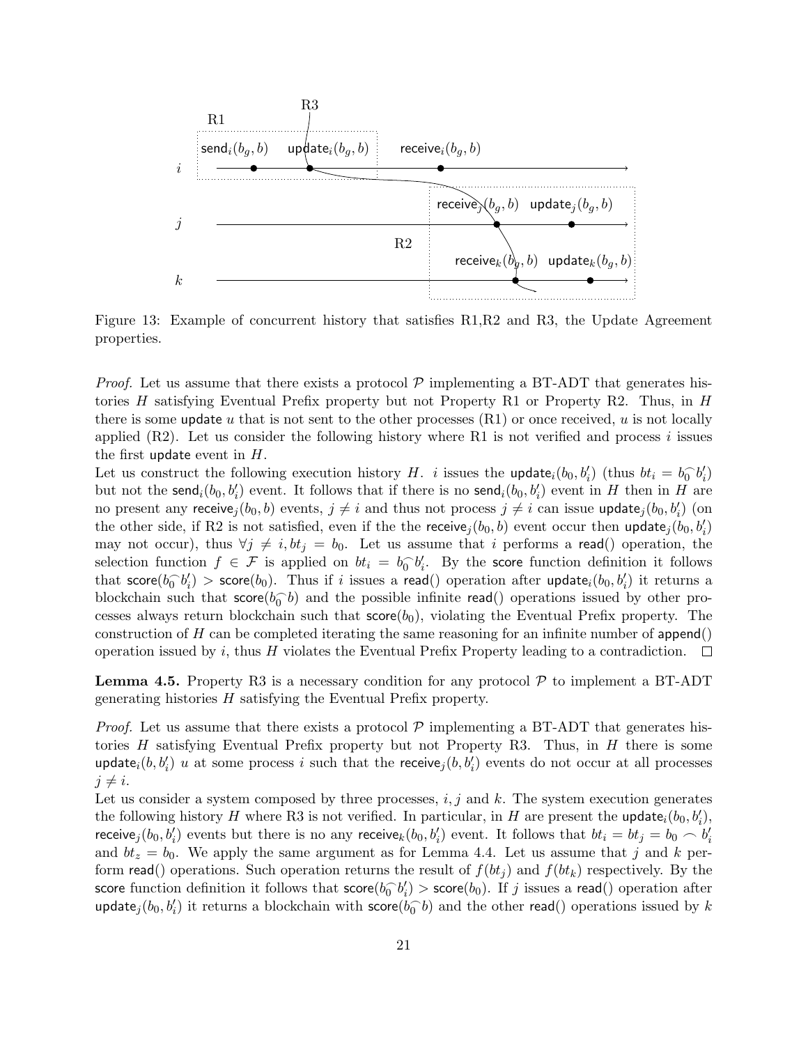Figure 13: Example of concurrent history that satisfies R1,R2 and R3, the Update Agreement properties.

*Proof.* Let us assume that there exists a protocol $\mathcal{P}$ implementing a BT-ADT that generates histories $H$ satisfying Eventual Prefix property but not Property R1 or Property R2. Thus, in $H$ there is some $\mathsf{update}$ $u$ that is not sent to the other processes (R1) or once received, $u$ is not locally applied (R2). Let us consider the following history where R1 is not verified and process $i$ issues the first $\mathsf{update}$ event in $H$.

Let us construct the following execution history $H$. $i$ issues the $\mathsf{update}_i(b_0, b'_i)$ (thus $bt_i = b_0 \frown b'_i$) but not the $\mathsf{send}_i(b_0, b'_i)$ event. It follows that if there is no $\mathsf{send}_i(b_0, b'_i)$ event in $H$ then in $H$ are no present any $\mathsf{receive}_j(b_0, b)$ events, $j \neq i$ and thus not process $j \neq i$ can issue $\mathsf{update}_j(b_0, b'_i)$ (on the other side, if R2 is not satisfied, even if the the $\mathsf{receive}_j(b_0, b)$ event occur then $\mathsf{update}_j(b_0, b'_i)$ may not occur), thus $\forall j \neq i, bt_j = b_0$. Let us assume that $i$ performs a $\mathsf{read}()$ operation, the selection function $f \in \mathcal{F}$ is applied on $bt_i = b_0 \frown b'_i$. By the $\mathsf{score}$ function definition it follows that $\mathsf{score}(b_0 \frown b'_i) > \mathsf{score}(b_0)$. Thus if $i$ issues a $\mathsf{read}()$ operation after $\mathsf{update}_i(b_0, b'_i)$ it returns a blockchain such that $\mathsf{score}(b_0 \frown b)$ and the possible infinite $\mathsf{read}()$ operations issued by other processes always return blockchain such that $\mathsf{score}(b_0)$, violating the Eventual Prefix property. The construction of $H$ can be completed iterating the same reasoning for an infinite number of $\mathsf{append}()$ operation issued by $i$, thus $H$ violates the Eventual Prefix Property leading to a contradiction. $\square$

**Lemma 4.5.** Property R3 is a necessary condition for any protocol $\mathcal{P}$ to implement a BT-ADT generating histories $H$ satisfying the Eventual Prefix property.

*Proof.* Let us assume that there exists a protocol $\mathcal{P}$ implementing a BT-ADT that generates histories $H$ satisfying Eventual Prefix property but not Property R3. Thus, in $H$ there is some $\mathsf{update}_i(b, b'_i)$ $u$ at some process $i$ such that the $\mathsf{receive}_j(b, b'_i)$ events do not occur at all processes $j \neq i$.

Let us consider a system composed by three processes, $i, j$ and $k$. The system execution generates the following history $H$ where R3 is not verified. In particular, in $H$ are present the $\mathsf{update}_i(b_0, b'_i)$, $\mathsf{receive}_j(b_0, b'_i)$ events but there is no any $\mathsf{receive}_k(b_0, b'_i)$ event. It follows that $bt_i = bt_j = b_0 \frown b'_i$ and $bt_z = b_0$. We apply the same argument as for Lemma 4.4. Let us assume that $j$ and $k$ perform $\mathsf{read}()$ operations. Such operation returns the result of $f(bt_j)$ and $f(bt_k)$ respectively. By the $\mathsf{score}$ function definition it follows that $\mathsf{score}(b_0 \frown b'_i) > \mathsf{score}(b_0)$. If $j$ issues a $\mathsf{read}()$ operation after $\mathsf{update}_j(b_0, b'_i)$ it returns a blockchain with $\mathsf{score}(b_0 \frown b)$ and the other $\mathsf{read}()$ operations issued by $k$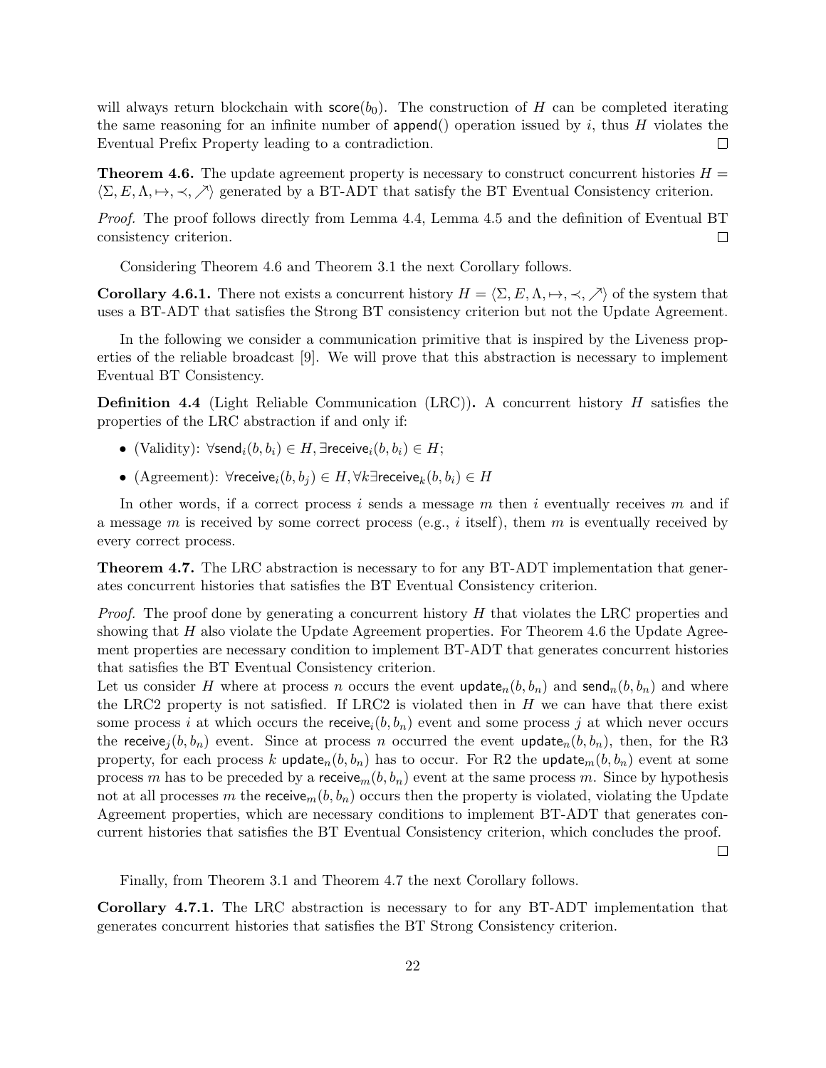will always return blockchain with $\mathsf{score}(b_0)$. The construction of $H$ can be completed iterating the same reasoning for an infinite number of $\mathsf{append}()$ operation issued by $i$, thus $H$ violates the Eventual Prefix Property leading to a contradiction. $\square$

**Theorem 4.6.** The update agreement property is necessary to construct concurrent histories $H = \langle \Sigma, E, \Lambda, \mapsto, \prec, \nearrow \rangle$ generated by a BT-ADT that satisfy the BT Eventual Consistency criterion.

*Proof.* The proof follows directly from Lemma 4.4, Lemma 4.5 and the definition of Eventual BT consistency criterion. $\square$

Considering Theorem 4.6 and Theorem 3.1 the next Corollary follows.

**Corollary 4.6.1.** There not exists a concurrent history $H = \langle \Sigma, E, \Lambda, \mapsto, \prec, \nearrow \rangle$ of the system that uses a BT-ADT that satisfies the Strong BT consistency criterion but not the Update Agreement.

In the following we consider a communication primitive that is inspired by the Liveness properties of the reliable broadcast [9]. We will prove that this abstraction is necessary to implement Eventual BT Consistency.

**Definition 4.4** (Light Reliable Communication (LRC))**.** A concurrent history $H$ satisfies the properties of the LRC abstraction if and only if:

- (Validity): $\forall \mathsf{send}_i(b, b_i) \in H, \exists \mathsf{receive}_i(b, b_i) \in H$;
- (Agreement): $\forall \mathsf{receive}_i(b, b_j) \in H, \forall k \exists \mathsf{receive}_k(b, b_i) \in H$

In other words, if a correct process $i$ sends a message $m$ then $i$ eventually receives $m$ and if a message $m$ is received by some correct process (e.g., $i$ itself), them $m$ is eventually received by every correct process.

**Theorem 4.7.** The LRC abstraction is necessary to for any BT-ADT implementation that generates concurrent histories that satisfies the BT Eventual Consistency criterion.

*Proof.* The proof done by generating a concurrent history $H$ that violates the LRC properties and showing that $H$ also violate the Update Agreement properties. For Theorem 4.6 the Update Agreement properties are necessary condition to implement BT-ADT that generates concurrent histories that satisfies the BT Eventual Consistency criterion.
Let us consider $H$ where at process $n$ occurs the event $\mathsf{update}_n(b, b_n)$ and $\mathsf{send}_n(b, b_n)$ and where the LRC2 property is not satisfied. If LRC2 is violated then in $H$ we can have that there exist some process $i$ at which occurs the $\mathsf{receive}_i(b, b_n)$ event and some process $j$ at which never occurs the $\mathsf{receive}_j(b, b_n)$ event. Since at process $n$ occurred the event $\mathsf{update}_n(b, b_n)$, then, for the R3 property, for each process $k$ $\mathsf{update}_n(b, b_n)$ has to occur. For R2 the $\mathsf{update}_m(b, b_n)$ event at some process $m$ has to be preceded by a $\mathsf{receive}_m(b, b_n)$ event at the same process $m$. Since by hypothesis not at all processes $m$ the $\mathsf{receive}_m(b, b_n)$ occurs then the property is violated, violating the Update Agreement properties, which are necessary conditions to implement BT-ADT that generates concurrent histories that satisfies the BT Eventual Consistency criterion, which concludes the proof. $\square$

Finally, from Theorem 3.1 and Theorem 4.7 the next Corollary follows.

**Corollary 4.7.1.** The LRC abstraction is necessary to for any BT-ADT implementation that generates concurrent histories that satisfies the BT Strong Consistency criterion.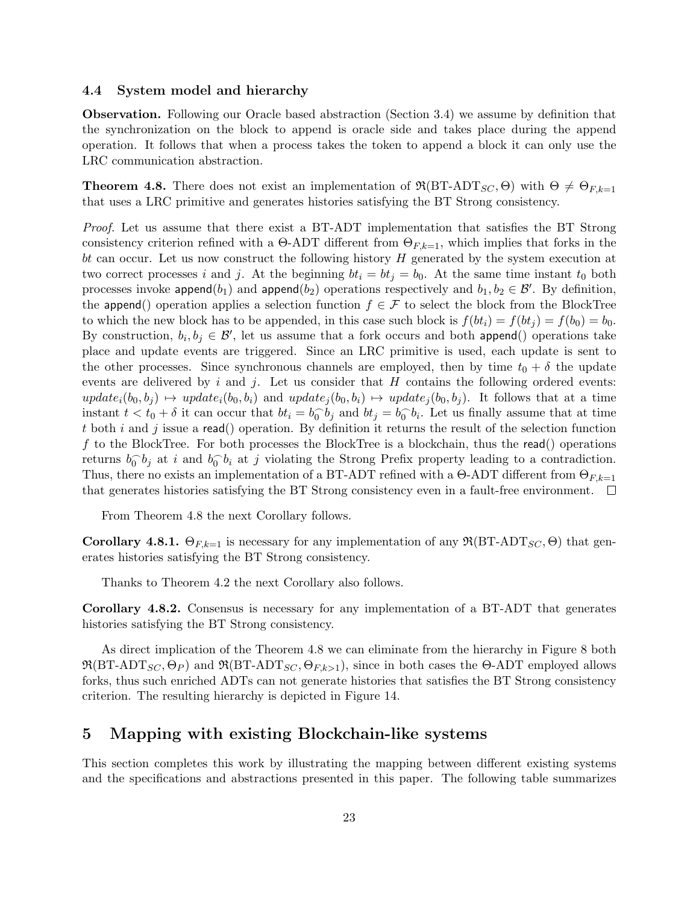### 4.4 System model and hierarchy

**Observation.** Following our Oracle based abstraction (Section 3.4) we assume by definition that the synchronization on the block to append is oracle side and takes place during the append operation. It follows that when a process takes the token to append a block it can only use the LRC communication abstraction.

**Theorem 4.8.** There does not exist an implementation of $\mathfrak{R}(\text{BT-ADT}_{SC}, \Theta)$ with $\Theta \neq \Theta_{F,k=1}$ that uses a LRC primitive and generates histories satisfying the BT Strong consistency.

*Proof.* Let us assume that there exist a BT-ADT implementation that satisfies the BT Strong consistency criterion refined with a $\Theta$-ADT different from $\Theta_{F,k=1}$, which implies that forks in the $bt$ can occur. Let us now construct the following history $H$ generated by the system execution at two correct processes $i$ and $j$. At the beginning $bt_i = bt_j = b_0$. At the same time instant $t_0$ both processes invoke append($b_1$) and append($b_2$) operations respectively and $b_1, b_2 \in \mathcal{B}'$. By definition, the append() operation applies a selection function $f \in \mathcal{F}$ to select the block from the BlockTree to which the new block has to be appended, in this case such block is $f(bt_i) = f(bt_j) = f(b_0) = b_0$. By construction, $b_i, b_j \in \mathcal{B}'$, let us assume that a fork occurs and both append() operations take place and update events are triggered. Since an LRC primitive is used, each update is sent to the other processes. Since synchronous channels are employed, then by time $t_0 + \delta$ the update events are delivered by $i$ and $j$. Let us consider that $H$ contains the following ordered events: $update_i(b_0, b_j) \mapsto update_i(b_0, b_i)$ and $update_j(b_0, b_i) \mapsto update_j(b_0, b_j)$. It follows that at a time instant $t < t_0 + \delta$ it can occur that $bt_i = b_0^\frown b_j$ and $bt_j = b_0^\frown b_i$. Let us finally assume that at time $t$ both $i$ and $j$ issue a read() operation. By definition it returns the result of the selection function $f$ to the BlockTree. For both processes the BlockTree is a blockchain, thus the read() operations returns $b_0^\frown b_j$ at $i$ and $b_0^\frown b_i$ at $j$ violating the Strong Prefix property leading to a contradiction. Thus, there no exists an implementation of a BT-ADT refined with a $\Theta$-ADT different from $\Theta_{F,k=1}$ that generates histories satisfying the BT Strong consistency even in a fault-free environment. $\square$

From Theorem 4.8 the next Corollary follows.

**Corollary 4.8.1.** $\Theta_{F,k=1}$ is necessary for any implementation of any $\mathfrak{R}(\text{BT-ADT}_{SC}, \Theta)$ that generates histories satisfying the BT Strong consistency.

Thanks to Theorem 4.2 the next Corollary also follows.

**Corollary 4.8.2.** Consensus is necessary for any implementation of a BT-ADT that generates histories satisfying the BT Strong consistency.

As direct implication of the Theorem 4.8 we can eliminate from the hierarchy in Figure 8 both $\mathfrak{R}(\text{BT-ADT}_{SC}, \Theta_P)$ and $\mathfrak{R}(\text{BT-ADT}_{SC}, \Theta_{F,k>1})$, since in both cases the $\Theta$-ADT employed allows forks, thus such enriched ADTs can not generate histories that satisfies the BT Strong consistency criterion. The resulting hierarchy is depicted in Figure 14.

## 5 Mapping with existing Blockchain-like systems

This section completes this work by illustrating the mapping between different existing systems and the specifications and abstractions presented in this paper. The following table summarizes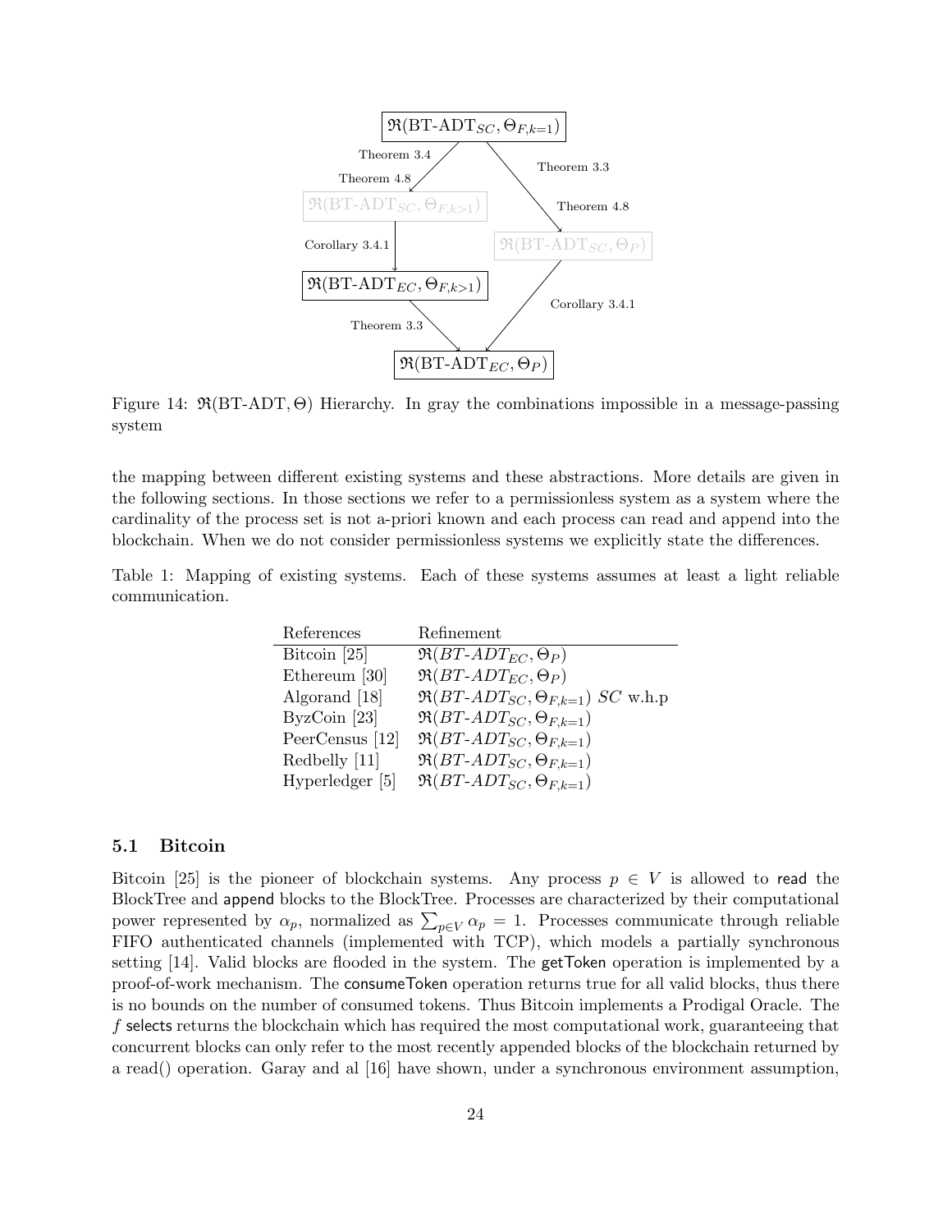Figure 14: $\mathfrak{R}(\text{BT-ADT}, \Theta)$ Hierarchy. In gray the combinations impossible in a message-passing system

the mapping between different existing systems and these abstractions. More details are given in the following sections. In those sections we refer to a permissionless system as a system where the cardinality of the process set is not a-priori known and each process can read and append into the blockchain. When we do not consider permissionless systems we explicitly state the differences.

Table 1: Mapping of existing systems. Each of these systems assumes at least a light reliable communication.

| References | Refinement |
|---|---|
| Bitcoin [25] | $\mathfrak{R}(BT\text{-}ADT_{EC}, \Theta_P)$ |
| Ethereum [30] | $\mathfrak{R}(BT\text{-}ADT_{EC}, \Theta_P)$ |
| Algorand [18] | $\mathfrak{R}(BT\text{-}ADT_{SC}, \Theta_{F,k=1})$ $SC$ w.h.p |
| ByzCoin [23] | $\mathfrak{R}(BT\text{-}ADT_{SC}, \Theta_{F,k=1})$ |
| PeerCensus [12] | $\mathfrak{R}(BT\text{-}ADT_{SC}, \Theta_{F,k=1})$ |
| Redbelly [11] | $\mathfrak{R}(BT\text{-}ADT_{SC}, \Theta_{F,k=1})$ |
| Hyperledger [5] | $\mathfrak{R}(BT\text{-}ADT_{SC}, \Theta_{F,k=1})$ |

### 5.1 Bitcoin

Bitcoin [25] is the pioneer of blockchain systems. Any process $p \in V$ is allowed to read the BlockTree and append blocks to the BlockTree. Processes are characterized by their computational power represented by $\alpha_p$, normalized as $\sum_{p \in V} \alpha_p = 1$. Processes communicate through reliable FIFO authenticated channels (implemented with TCP), which models a partially synchronous setting [14]. Valid blocks are flooded in the system. The getToken operation is implemented by a proof-of-work mechanism. The consumeToken operation returns true for all valid blocks, thus there is no bounds on the number of consumed tokens. Thus Bitcoin implements a Prodigal Oracle. The $f$ selects returns the blockchain which has required the most computational work, guaranteeing that concurrent blocks can only refer to the most recently appended blocks of the blockchain returned by a read() operation. Garay and al [16] have shown, under a synchronous environment assumption,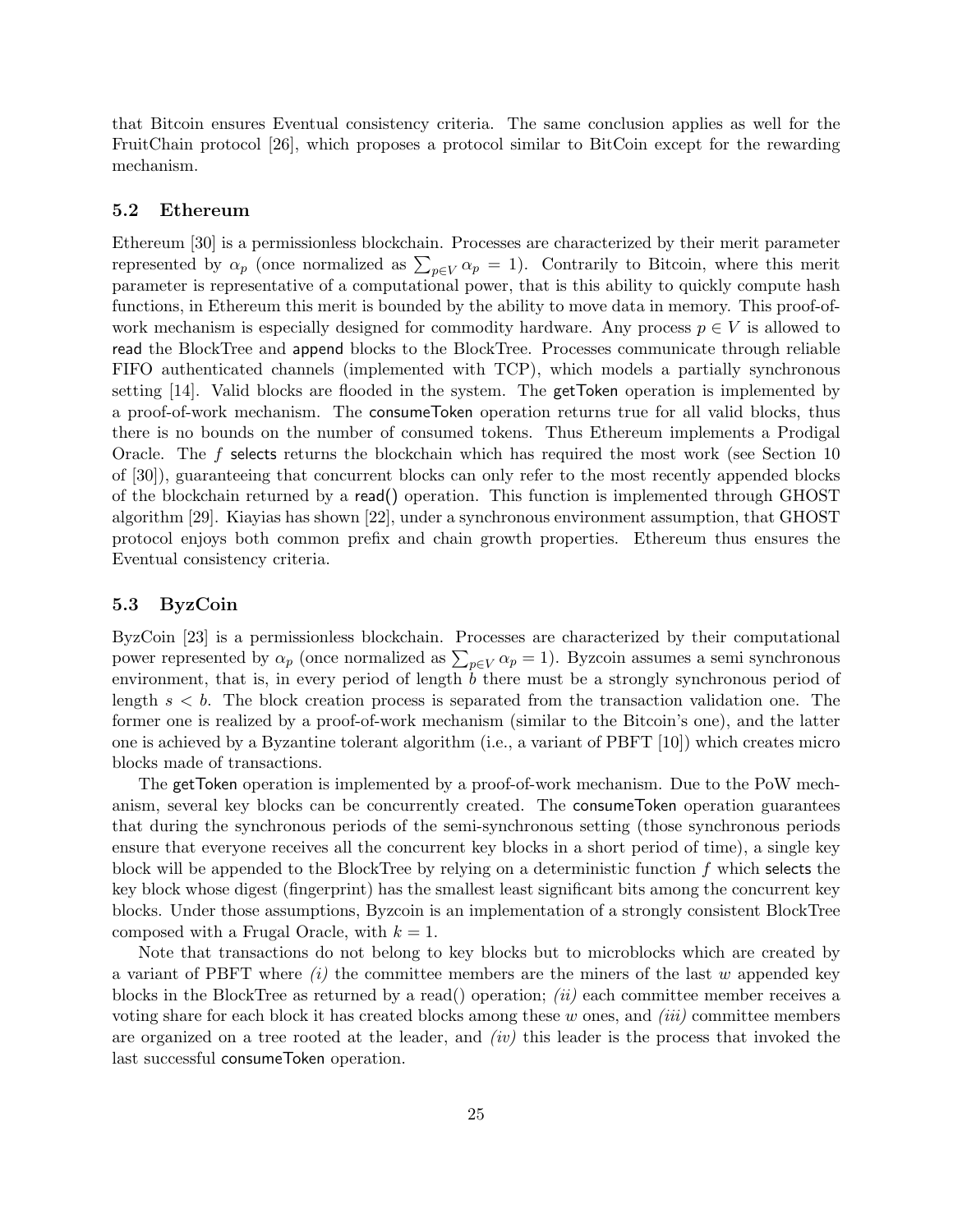that Bitcoin ensures Eventual consistency criteria. The same conclusion applies as well for the FruitChain protocol [26], which proposes a protocol similar to BitCoin except for the rewarding mechanism.

### 5.2 Ethereum

Ethereum [30] is a permissionless blockchain. Processes are characterized by their merit parameter represented by $\alpha_p$ (once normalized as $\sum_{p \in V} \alpha_p = 1$). Contrarily to Bitcoin, where this merit parameter is representative of a computational power, that is this ability to quickly compute hash functions, in Ethereum this merit is bounded by the ability to move data in memory. This proof-of-work mechanism is especially designed for commodity hardware. Any process $p \in V$ is allowed to read the BlockTree and append blocks to the BlockTree. Processes communicate through reliable FIFO authenticated channels (implemented with TCP), which models a partially synchronous setting [14]. Valid blocks are flooded in the system. The getToken operation is implemented by a proof-of-work mechanism. The consumeToken operation returns true for all valid blocks, thus there is no bounds on the number of consumed tokens. Thus Ethereum implements a Prodigal Oracle. The $f$ selects returns the blockchain which has required the most work (see Section 10 of [30]), guaranteeing that concurrent blocks can only refer to the most recently appended blocks of the blockchain returned by a read() operation. This function is implemented through GHOST algorithm [29]. Kiayias has shown [22], under a synchronous environment assumption, that GHOST protocol enjoys both common prefix and chain growth properties. Ethereum thus ensures the Eventual consistency criteria.

### 5.3 ByzCoin

ByzCoin [23] is a permissionless blockchain. Processes are characterized by their computational power represented by $\alpha_p$ (once normalized as $\sum_{p \in V} \alpha_p = 1$). Byzcoin assumes a semi synchronous environment, that is, in every period of length $b$ there must be a strongly synchronous period of length $s < b$. The block creation process is separated from the transaction validation one. The former one is realized by a proof-of-work mechanism (similar to the Bitcoin's one), and the latter one is achieved by a Byzantine tolerant algorithm (i.e., a variant of PBFT [10]) which creates micro blocks made of transactions.

The getToken operation is implemented by a proof-of-work mechanism. Due to the PoW mechanism, several key blocks can be concurrently created. The consumeToken operation guarantees that during the synchronous periods of the semi-synchronous setting (those synchronous periods ensure that everyone receives all the concurrent key blocks in a short period of time), a single key block will be appended to the BlockTree by relying on a deterministic function $f$ which selects the key block whose digest (fingerprint) has the smallest least significant bits among the concurrent key blocks. Under those assumptions, Byzcoin is an implementation of a strongly consistent BlockTree composed with a Frugal Oracle, with $k = 1$.

Note that transactions do not belong to key blocks but to microblocks which are created by a variant of PBFT where *(i)* the committee members are the miners of the last $w$ appended key blocks in the BlockTree as returned by a read() operation; *(ii)* each committee member receives a voting share for each block it has created blocks among these $w$ ones, and *(iii)* committee members are organized on a tree rooted at the leader, and *(iv)* this leader is the process that invoked the last successful consumeToken operation.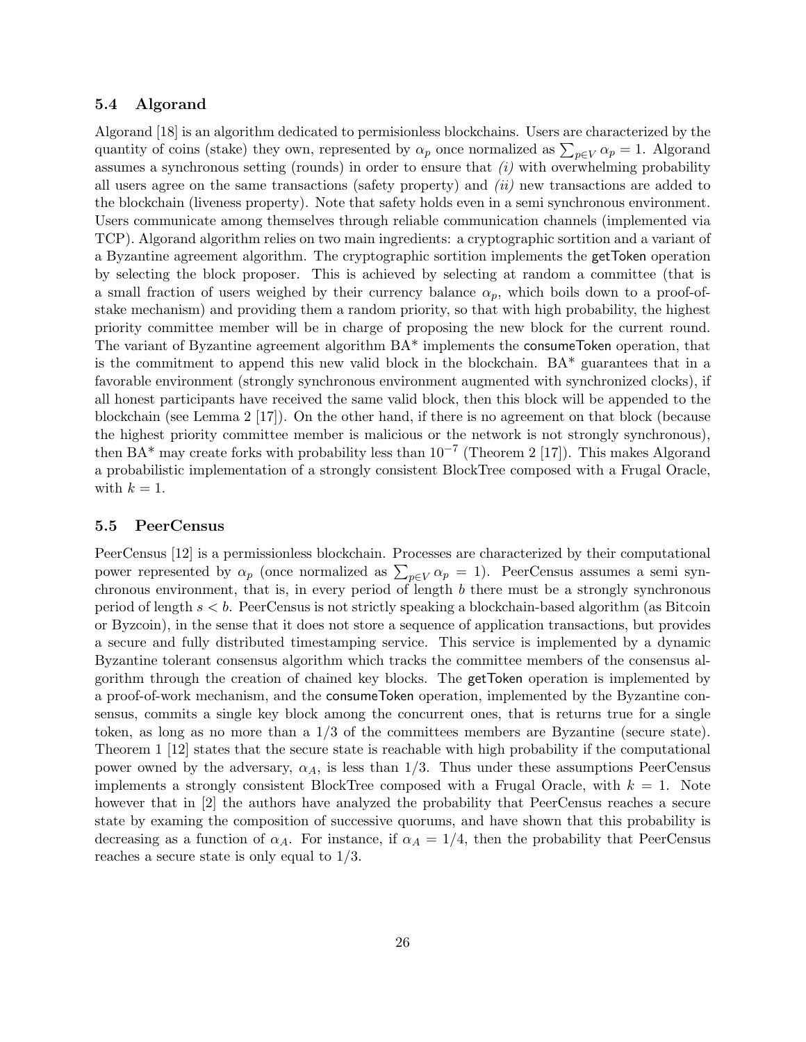### 5.4 Algorand

Algorand [18] is an algorithm dedicated to permisionless blockchains. Users are characterized by the quantity of coins (stake) they own, represented by $\alpha_p$ once normalized as $\sum_{p \in V} \alpha_p = 1$. Algorand assumes a synchronous setting (rounds) in order to ensure that *(i)* with overwhelming probability all users agree on the same transactions (safety property) and *(ii)* new transactions are added to the blockchain (liveness property). Note that safety holds even in a semi synchronous environment. Users communicate among themselves through reliable communication channels (implemented via TCP). Algorand algorithm relies on two main ingredients: a cryptographic sortition and a variant of a Byzantine agreement algorithm. The cryptographic sortition implements the getToken operation by selecting the block proposer. This is achieved by selecting at random a committee (that is a small fraction of users weighed by their currency balance $\alpha_p$, which boils down to a proof-of-stake mechanism) and providing them a random priority, so that with high probability, the highest priority committee member will be in charge of proposing the new block for the current round. The variant of Byzantine agreement algorithm BA* implements the consumeToken operation, that is the commitment to append this new valid block in the blockchain. BA* guarantees that in a favorable environment (strongly synchronous environment augmented with synchronized clocks), if all honest participants have received the same valid block, then this block will be appended to the blockchain (see Lemma 2 [17]). On the other hand, if there is no agreement on that block (because the highest priority committee member is malicious or the network is not strongly synchronous), then BA* may create forks with probability less than $10^{-7}$ (Theorem 2 [17]). This makes Algorand a probabilistic implementation of a strongly consistent BlockTree composed with a Frugal Oracle, with $k = 1$.

### 5.5 PeerCensus

PeerCensus [12] is a permissionless blockchain. Processes are characterized by their computational power represented by $\alpha_p$ (once normalized as $\sum_{p \in V} \alpha_p = 1$). PeerCensus assumes a semi synchronous environment, that is, in every period of length $b$ there must be a strongly synchronous period of length $s < b$. PeerCensus is not strictly speaking a blockchain-based algorithm (as Bitcoin or Byzcoin), in the sense that it does not store a sequence of application transactions, but provides a secure and fully distributed timestamping service. This service is implemented by a dynamic Byzantine tolerant consensus algorithm which tracks the committee members of the consensus algorithm through the creation of chained key blocks. The getToken operation is implemented by a proof-of-work mechanism, and the consumeToken operation, implemented by the Byzantine consensus, commits a single key block among the concurrent ones, that is returns true for a single token, as long as no more than a $1/3$ of the committees members are Byzantine (secure state). Theorem 1 [12] states that the secure state is reachable with high probability if the computational power owned by the adversary, $\alpha_A$, is less than $1/3$. Thus under these assumptions PeerCensus implements a strongly consistent BlockTree composed with a Frugal Oracle, with $k = 1$. Note however that in [2] the authors have analyzed the probability that PeerCensus reaches a secure state by examing the composition of successive quorums, and have shown that this probability is decreasing as a function of $\alpha_A$. For instance, if $\alpha_A = 1/4$, then the probability that PeerCensus reaches a secure state is only equal to $1/3$.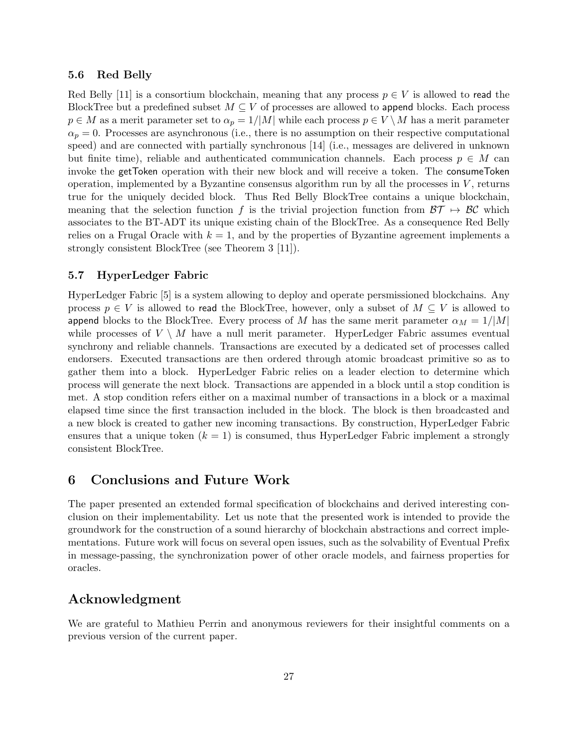### 5.6 Red Belly

Red Belly [11] is a consortium blockchain, meaning that any process $p \in V$ is allowed to read the BlockTree but a predefined subset $M \subseteq V$ of processes are allowed to append blocks. Each process $p \in M$ as a merit parameter set to $\alpha_p = 1/|M|$ while each process $p \in V \setminus M$ has a merit parameter $\alpha_p = 0$. Processes are asynchronous (i.e., there is no assumption on their respective computational speed) and are connected with partially synchronous [14] (i.e., messages are delivered in unknown but finite time), reliable and authenticated communication channels. Each process $p \in M$ can invoke the getToken operation with their new block and will receive a token. The consumeToken operation, implemented by a Byzantine consensus algorithm run by all the processes in $V$, returns true for the uniquely decided block. Thus Red Belly BlockTree contains a unique blockchain, meaning that the selection function $f$ is the trivial projection function from $\mathcal{BT} \mapsto \mathcal{BC}$ which associates to the BT-ADT its unique existing chain of the BlockTree. As a consequence Red Belly relies on a Frugal Oracle with $k = 1$, and by the properties of Byzantine agreement implements a strongly consistent BlockTree (see Theorem 3 [11]).

### 5.7 HyperLedger Fabric

HyperLedger Fabric [5] is a system allowing to deploy and operate persmissioned blockchains. Any process $p \in V$ is allowed to read the BlockTree, however, only a subset of $M \subseteq V$ is allowed to append blocks to the BlockTree. Every process of $M$ has the same merit parameter $\alpha_M = 1/|M|$ while processes of $V \setminus M$ have a null merit parameter. HyperLedger Fabric assumes eventual synchrony and reliable channels. Transactions are executed by a dedicated set of processes called endorsers. Executed transactions are then ordered through atomic broadcast primitive so as to gather them into a block. HyperLedger Fabric relies on a leader election to determine which process will generate the next block. Transactions are appended in a block until a stop condition is met. A stop condition refers either on a maximal number of transactions in a block or a maximal elapsed time since the first transaction included in the block. The block is then broadcasted and a new block is created to gather new incoming transactions. By construction, HyperLedger Fabric ensures that a unique token ($k = 1$) is consumed, thus HyperLedger Fabric implement a strongly consistent BlockTree.

## 6 Conclusions and Future Work

The paper presented an extended formal specification of blockchains and derived interesting conclusion on their implementability. Let us note that the presented work is intended to provide the groundwork for the construction of a sound hierarchy of blockchain abstractions and correct implementations. Future work will focus on several open issues, such as the solvability of Eventual Prefix in message-passing, the synchronization power of other oracle models, and fairness properties for oracles.

## Acknowledgment

We are grateful to Mathieu Perrin and anonymous reviewers for their insightful comments on a previous version of the current paper.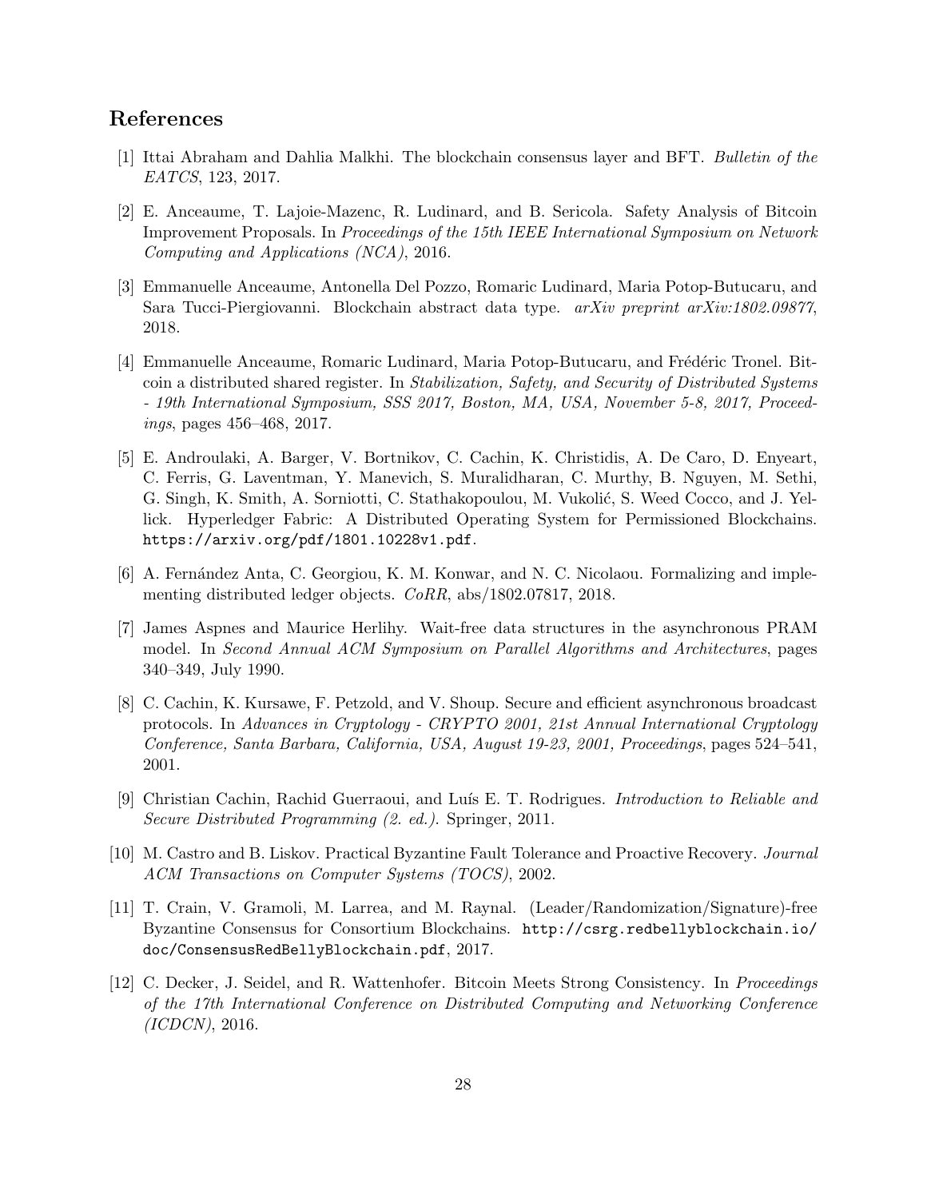## References

[1] Ittai Abraham and Dahlia Malkhi. The blockchain consensus layer and BFT. *Bulletin of the EATCS*, 123, 2017.

[2] E. Anceaume, T. Lajoie-Mazenc, R. Ludinard, and B. Sericola. Safety Analysis of Bitcoin Improvement Proposals. In *Proceedings of the 15th IEEE International Symposium on Network Computing and Applications (NCA)*, 2016.

[3] Emmanuelle Anceaume, Antonella Del Pozzo, Romaric Ludinard, Maria Potop-Butucaru, and Sara Tucci-Piergiovanni. Blockchain abstract data type. *arXiv preprint arXiv:1802.09877*, 2018.

[4] Emmanuelle Anceaume, Romaric Ludinard, Maria Potop-Butucaru, and Frédéric Tronel. Bitcoin a distributed shared register. In *Stabilization, Safety, and Security of Distributed Systems - 19th International Symposium, SSS 2017, Boston, MA, USA, November 5-8, 2017, Proceedings*, pages 456–468, 2017.

[5] E. Androulaki, A. Barger, V. Bortnikov, C. Cachin, K. Christidis, A. De Caro, D. Enyeart, C. Ferris, G. Laventman, Y. Manevich, S. Muralidharan, C. Murthy, B. Nguyen, M. Sethi, G. Singh, K. Smith, A. Sorniotti, C. Stathakopoulou, M. Vukolić, S. Weed Cocco, and J. Yellick. Hyperledger Fabric: A Distributed Operating System for Permissioned Blockchains. `https://arxiv.org/pdf/1801.10228v1.pdf`.

[6] A. Fernández Anta, C. Georgiou, K. M. Konwar, and N. C. Nicolaou. Formalizing and implementing distributed ledger objects. *CoRR*, abs/1802.07817, 2018.

[7] James Aspnes and Maurice Herlihy. Wait-free data structures in the asynchronous PRAM model. In *Second Annual ACM Symposium on Parallel Algorithms and Architectures*, pages 340–349, July 1990.

[8] C. Cachin, K. Kursawe, F. Petzold, and V. Shoup. Secure and efficient asynchronous broadcast protocols. In *Advances in Cryptology - CRYPTO 2001, 21st Annual International Cryptology Conference, Santa Barbara, California, USA, August 19-23, 2001, Proceedings*, pages 524–541, 2001.

[9] Christian Cachin, Rachid Guerraoui, and Luís E. T. Rodrigues. *Introduction to Reliable and Secure Distributed Programming (2. ed.)*. Springer, 2011.

[10] M. Castro and B. Liskov. Practical Byzantine Fault Tolerance and Proactive Recovery. *Journal ACM Transactions on Computer Systems (TOCS)*, 2002.

[11] T. Crain, V. Gramoli, M. Larrea, and M. Raynal. (Leader/Randomization/Signature)-free Byzantine Consensus for Consortium Blockchains. `http://csrg.redbellyblockchain.io/doc/ConsensusRedBellyBlockchain.pdf`, 2017.

[12] C. Decker, J. Seidel, and R. Wattenhofer. Bitcoin Meets Strong Consistency. In *Proceedings of the 17th International Conference on Distributed Computing and Networking Conference (ICDCN)*, 2016.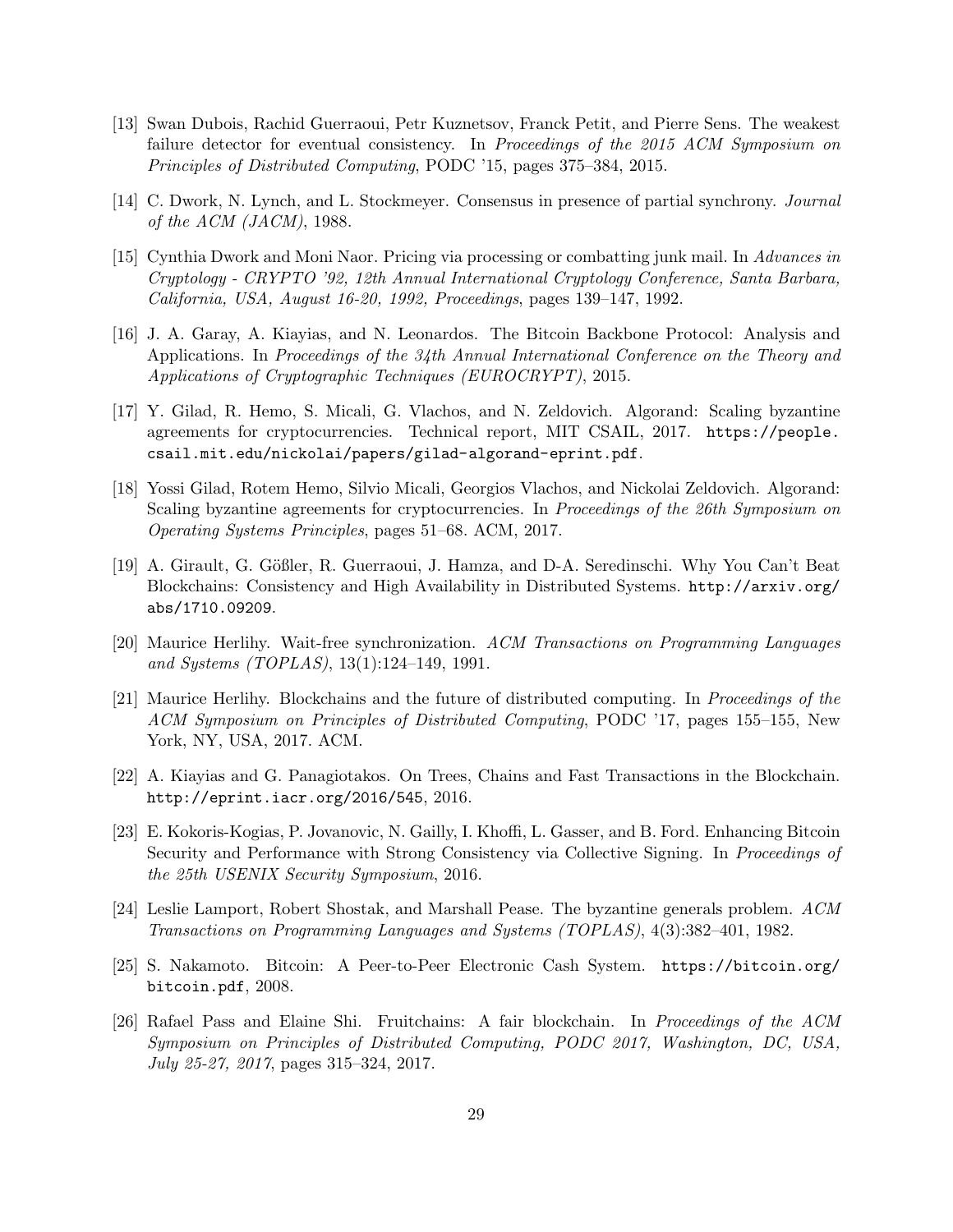[13] Swan Dubois, Rachid Guerraoui, Petr Kuznetsov, Franck Petit, and Pierre Sens. The weakest failure detector for eventual consistency. In *Proceedings of the 2015 ACM Symposium on Principles of Distributed Computing*, PODC '15, pages 375–384, 2015.

[14] C. Dwork, N. Lynch, and L. Stockmeyer. Consensus in presence of partial synchrony. *Journal of the ACM (JACM)*, 1988.

[15] Cynthia Dwork and Moni Naor. Pricing via processing or combatting junk mail. In *Advances in Cryptology - CRYPTO '92, 12th Annual International Cryptology Conference, Santa Barbara, California, USA, August 16-20, 1992, Proceedings*, pages 139–147, 1992.

[16] J. A. Garay, A. Kiayias, and N. Leonardos. The Bitcoin Backbone Protocol: Analysis and Applications. In *Proceedings of the 34th Annual International Conference on the Theory and Applications of Cryptographic Techniques (EUROCRYPT)*, 2015.

[17] Y. Gilad, R. Hemo, S. Micali, G. Vlachos, and N. Zeldovich. Algorand: Scaling byzantine agreements for cryptocurrencies. Technical report, MIT CSAIL, 2017. `https://people.csail.mit.edu/nickolai/papers/gilad-algorand-eprint.pdf`.

[18] Yossi Gilad, Rotem Hemo, Silvio Micali, Georgios Vlachos, and Nickolai Zeldovich. Algorand: Scaling byzantine agreements for cryptocurrencies. In *Proceedings of the 26th Symposium on Operating Systems Principles*, pages 51–68. ACM, 2017.

[19] A. Girault, G. Gößler, R. Guerraoui, J. Hamza, and D-A. Seredinschi. Why You Can't Beat Blockchains: Consistency and High Availability in Distributed Systems. `http://arxiv.org/abs/1710.09209`.

[20] Maurice Herlihy. Wait-free synchronization. *ACM Transactions on Programming Languages and Systems (TOPLAS)*, 13(1):124–149, 1991.

[21] Maurice Herlihy. Blockchains and the future of distributed computing. In *Proceedings of the ACM Symposium on Principles of Distributed Computing*, PODC '17, pages 155–155, New York, NY, USA, 2017. ACM.

[22] A. Kiayias and G. Panagiotakos. On Trees, Chains and Fast Transactions in the Blockchain. `http://eprint.iacr.org/2016/545`, 2016.

[23] E. Kokoris-Kogias, P. Jovanovic, N. Gailly, I. Khoffi, L. Gasser, and B. Ford. Enhancing Bitcoin Security and Performance with Strong Consistency via Collective Signing. In *Proceedings of the 25th USENIX Security Symposium*, 2016.

[24] Leslie Lamport, Robert Shostak, and Marshall Pease. The byzantine generals problem. *ACM Transactions on Programming Languages and Systems (TOPLAS)*, 4(3):382–401, 1982.

[25] S. Nakamoto. Bitcoin: A Peer-to-Peer Electronic Cash System. `https://bitcoin.org/bitcoin.pdf`, 2008.

[26] Rafael Pass and Elaine Shi. Fruitchains: A fair blockchain. In *Proceedings of the ACM Symposium on Principles of Distributed Computing, PODC 2017, Washington, DC, USA, July 25-27, 2017*, pages 315–324, 2017.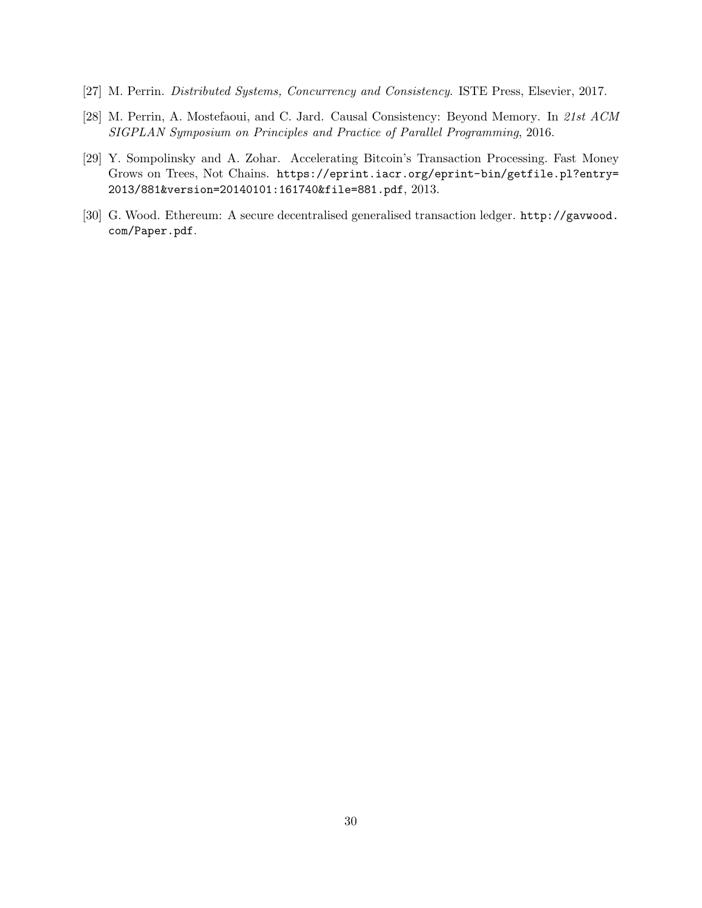[27] M. Perrin. *Distributed Systems, Concurrency and Consistency*. ISTE Press, Elsevier, 2017.

[28] M. Perrin, A. Mostefaoui, and C. Jard. Causal Consistency: Beyond Memory. In *21st ACM SIGPLAN Symposium on Principles and Practice of Parallel Programming*, 2016.

[29] Y. Sompolinsky and A. Zohar. Accelerating Bitcoin's Transaction Processing. Fast Money Grows on Trees, Not Chains. `https://eprint.iacr.org/eprint-bin/getfile.pl?entry=2013/881&version=20140101:161740&file=881.pdf`, 2013.

[30] G. Wood. Ethereum: A secure decentralised generalised transaction ledger. `http://gavwood.com/Paper.pdf`.